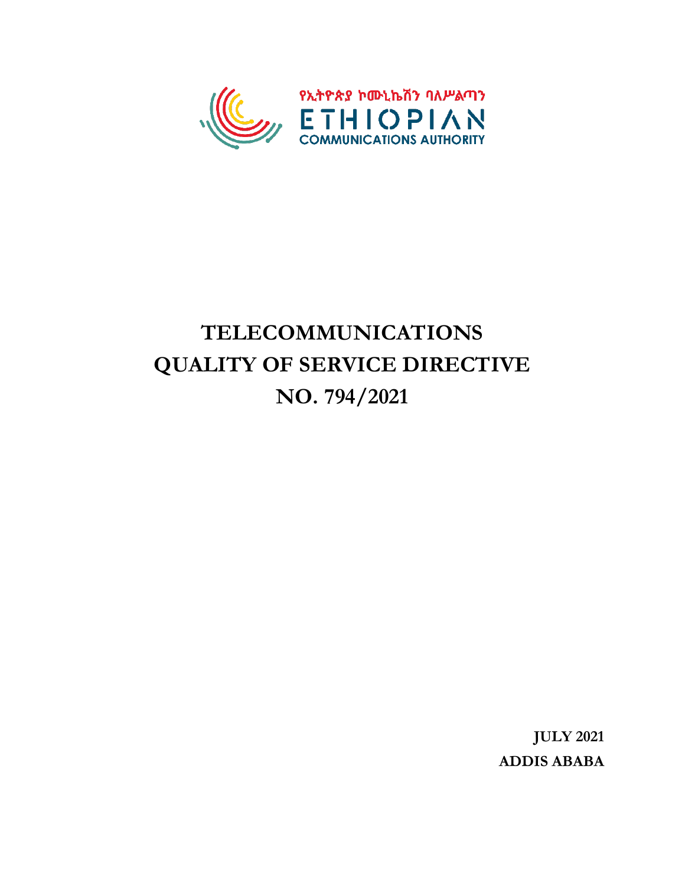የኢትዮጵያ ኮሙኒኬሽን ባለሥልጣን

ETHIOPIAN

COMMUNICATIONS AUTHORITY

# TELECOMMUNICATIONS QUALITY OF SERVICE DIRECTIVE NO. 794/2021

**JULY 2021**

**ADDIS ABABA**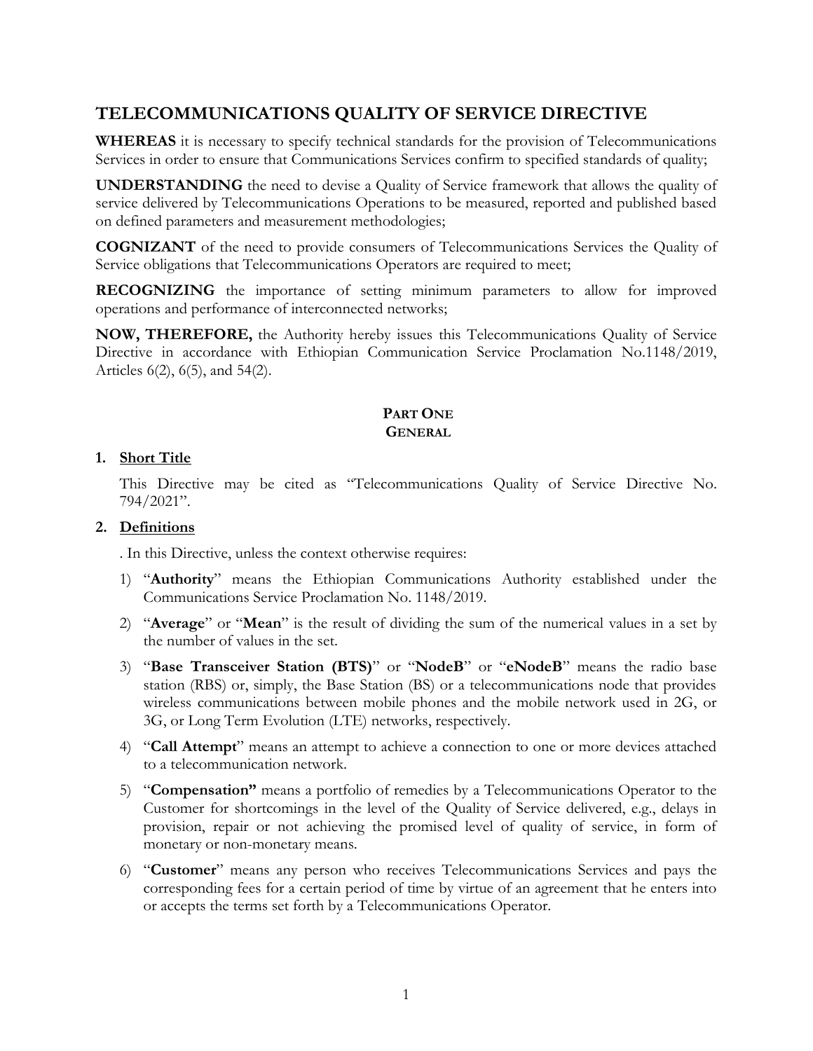# TELECOMMUNICATIONS QUALITY OF SERVICE DIRECTIVE

**WHEREAS** it is necessary to specify technical standards for the provision of Telecommunications Services in order to ensure that Communications Services confirm to specified standards of quality;

**UNDERSTANDING** the need to devise a Quality of Service framework that allows the quality of service delivered by Telecommunications Operations to be measured, reported and published based on defined parameters and measurement methodologies;

**COGNIZANT** of the need to provide consumers of Telecommunications Services the Quality of Service obligations that Telecommunications Operators are required to meet;

**RECOGNIZING** the importance of setting minimum parameters to allow for improved operations and performance of interconnected networks;

**NOW, THEREFORE,** the Authority hereby issues this Telecommunications Quality of Service Directive in accordance with Ethiopian Communication Service Proclamation No.1148/2019, Articles 6(2), 6(5), and 54(2).

## PART ONE
## GENERAL

**1. Short Title**

This Directive may be cited as "Telecommunications Quality of Service Directive No. 794/2021".

**2. Definitions**

. In this Directive, unless the context otherwise requires:

1) "**Authority**" means the Ethiopian Communications Authority established under the Communications Service Proclamation No. 1148/2019.
2) "**Average**" or "**Mean**" is the result of dividing the sum of the numerical values in a set by the number of values in the set.
3) "**Base Transceiver Station (BTS)**" or "**NodeB**" or "**eNodeB**" means the radio base station (RBS) or, simply, the Base Station (BS) or a telecommunications node that provides wireless communications between mobile phones and the mobile network used in 2G, or 3G, or Long Term Evolution (LTE) networks, respectively.
4) "**Call Attempt**" means an attempt to achieve a connection to one or more devices attached to a telecommunication network.
5) "**Compensation"** means a portfolio of remedies by a Telecommunications Operator to the Customer for shortcomings in the level of the Quality of Service delivered, e.g., delays in provision, repair or not achieving the promised level of quality of service, in form of monetary or non-monetary means.
6) "**Customer**" means any person who receives Telecommunications Services and pays the corresponding fees for a certain period of time by virtue of an agreement that he enters into or accepts the terms set forth by a Telecommunications Operator.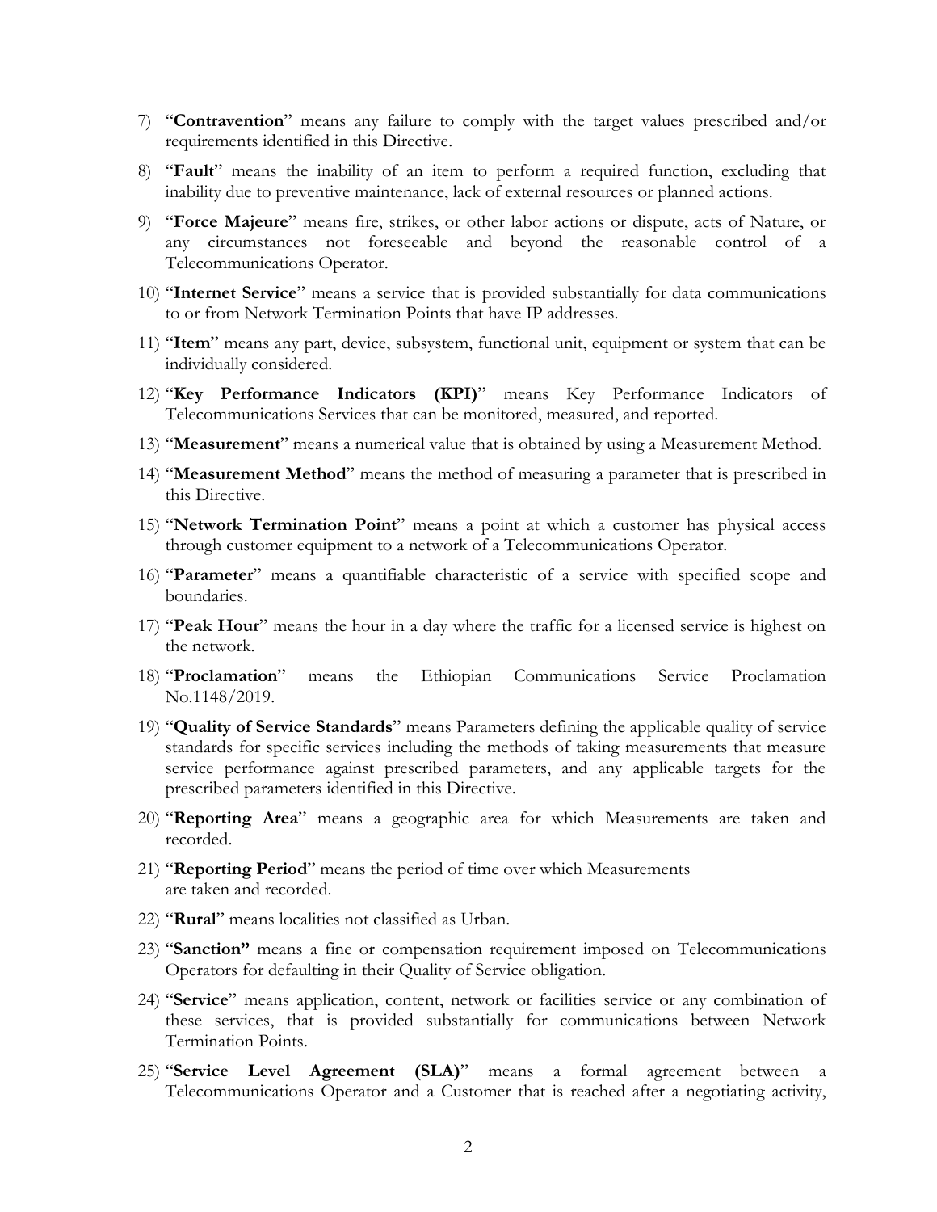7) "**Contravention**" means any failure to comply with the target values prescribed and/or requirements identified in this Directive.

8) "**Fault**" means the inability of an item to perform a required function, excluding that inability due to preventive maintenance, lack of external resources or planned actions.

9) "**Force Majeure**" means fire, strikes, or other labor actions or dispute, acts of Nature, or any circumstances not foreseeable and beyond the reasonable control of a Telecommunications Operator.

10) "**Internet Service**" means a service that is provided substantially for data communications to or from Network Termination Points that have IP addresses.

11) "**Item**" means any part, device, subsystem, functional unit, equipment or system that can be individually considered.

12) "**Key Performance Indicators (KPI)**" means Key Performance Indicators of Telecommunications Services that can be monitored, measured, and reported.

13) "**Measurement**" means a numerical value that is obtained by using a Measurement Method.

14) "**Measurement Method**" means the method of measuring a parameter that is prescribed in this Directive.

15) "**Network Termination Point**" means a point at which a customer has physical access through customer equipment to a network of a Telecommunications Operator.

16) "**Parameter**" means a quantifiable characteristic of a service with specified scope and boundaries.

17) "**Peak Hour**" means the hour in a day where the traffic for a licensed service is highest on the network.

18) "**Proclamation**" means the Ethiopian Communications Service Proclamation No.1148/2019.

19) "**Quality of Service Standards**" means Parameters defining the applicable quality of service standards for specific services including the methods of taking measurements that measure service performance against prescribed parameters, and any applicable targets for the prescribed parameters identified in this Directive.

20) "**Reporting Area**" means a geographic area for which Measurements are taken and recorded.

21) "**Reporting Period**" means the period of time over which Measurements are taken and recorded.

22) "**Rural**" means localities not classified as Urban.

23) "**Sanction"** means a fine or compensation requirement imposed on Telecommunications Operators for defaulting in their Quality of Service obligation.

24) "**Service**" means application, content, network or facilities service or any combination of these services, that is provided substantially for communications between Network Termination Points.

25) "**Service Level Agreement (SLA)**" means a formal agreement between a Telecommunications Operator and a Customer that is reached after a negotiating activity,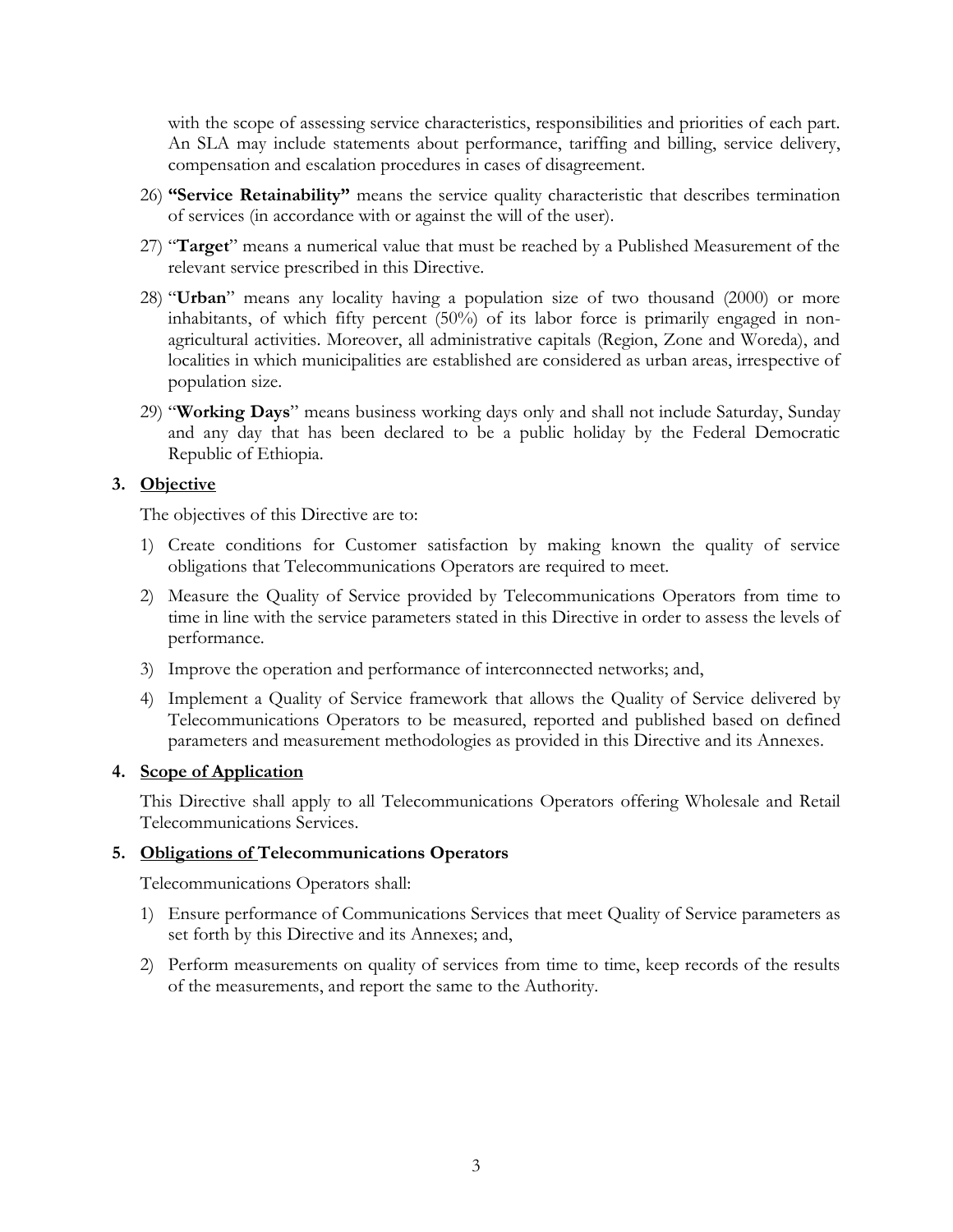with the scope of assessing service characteristics, responsibilities and priorities of each part. An SLA may include statements about performance, tariffing and billing, service delivery, compensation and escalation procedures in cases of disagreement.

26) **"Service Retainability"** means the service quality characteristic that describes termination of services (in accordance with or against the will of the user).

27) "**Target**" means a numerical value that must be reached by a Published Measurement of the relevant service prescribed in this Directive.

28) "**Urban**" means any locality having a population size of two thousand (2000) or more inhabitants, of which fifty percent (50%) of its labor force is primarily engaged in non-agricultural activities. Moreover, all administrative capitals (Region, Zone and Woreda), and localities in which municipalities are established are considered as urban areas, irrespective of population size.

29) "**Working Days**" means business working days only and shall not include Saturday, Sunday and any day that has been declared to be a public holiday by the Federal Democratic Republic of Ethiopia.

## 3. Objective

The objectives of this Directive are to:

1) Create conditions for Customer satisfaction by making known the quality of service obligations that Telecommunications Operators are required to meet.
2) Measure the Quality of Service provided by Telecommunications Operators from time to time in line with the service parameters stated in this Directive in order to assess the levels of performance.
3) Improve the operation and performance of interconnected networks; and,
4) Implement a Quality of Service framework that allows the Quality of Service delivered by Telecommunications Operators to be measured, reported and published based on defined parameters and measurement methodologies as provided in this Directive and its Annexes.

## 4. Scope of Application

This Directive shall apply to all Telecommunications Operators offering Wholesale and Retail Telecommunications Services.

## 5. Obligations of Telecommunications Operators

Telecommunications Operators shall:

1) Ensure performance of Communications Services that meet Quality of Service parameters as set forth by this Directive and its Annexes; and,
2) Perform measurements on quality of services from time to time, keep records of the results of the measurements, and report the same to the Authority.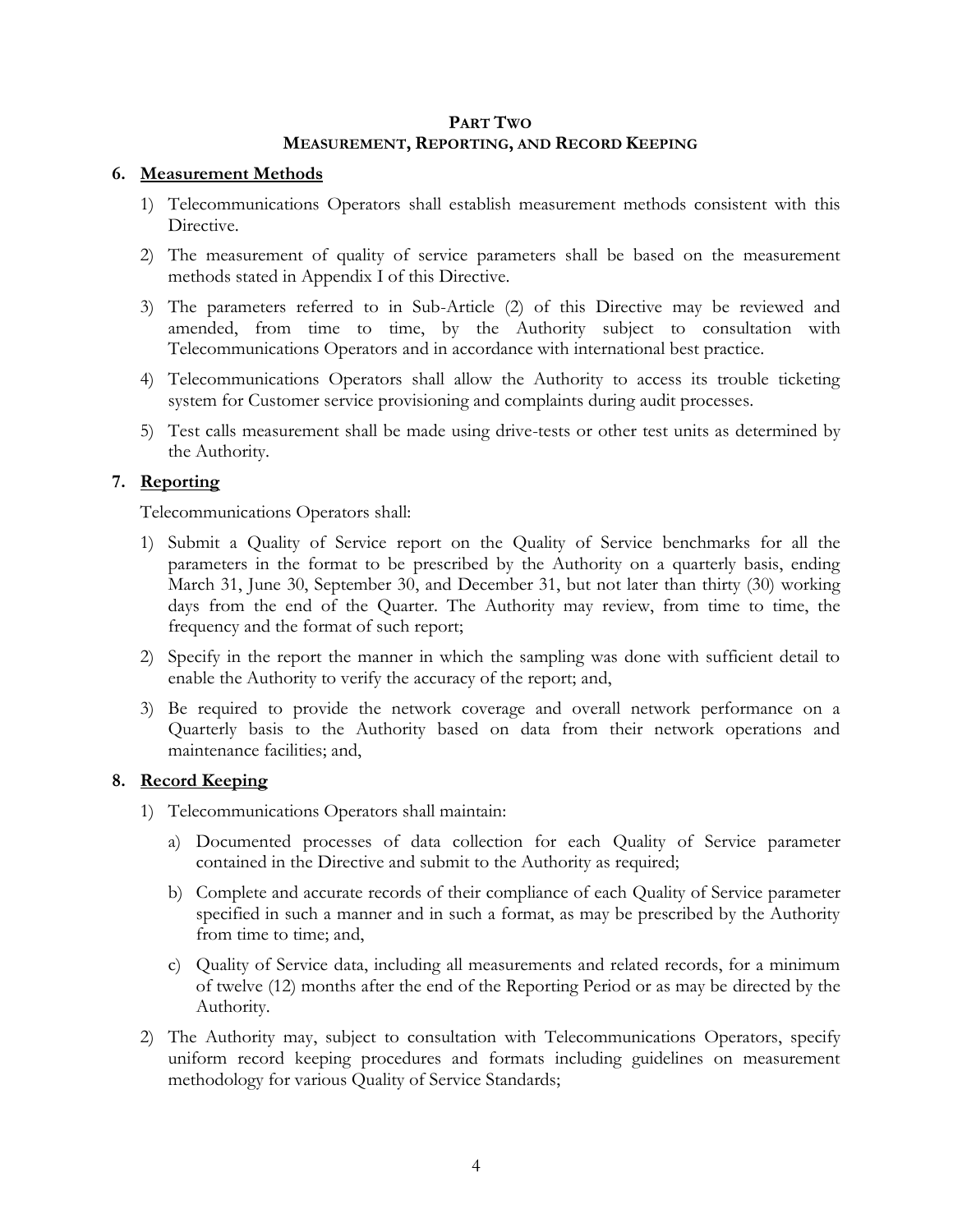## PART TWO
## MEASUREMENT, REPORTING, AND RECORD KEEPING

### 6. Measurement Methods

1) Telecommunications Operators shall establish measurement methods consistent with this Directive.
2) The measurement of quality of service parameters shall be based on the measurement methods stated in Appendix I of this Directive.
3) The parameters referred to in Sub-Article (2) of this Directive may be reviewed and amended, from time to time, by the Authority subject to consultation with Telecommunications Operators and in accordance with international best practice.
4) Telecommunications Operators shall allow the Authority to access its trouble ticketing system for Customer service provisioning and complaints during audit processes.
5) Test calls measurement shall be made using drive-tests or other test units as determined by the Authority.

### 7. Reporting

Telecommunications Operators shall:

1) Submit a Quality of Service report on the Quality of Service benchmarks for all the parameters in the format to be prescribed by the Authority on a quarterly basis, ending March 31, June 30, September 30, and December 31, but not later than thirty (30) working days from the end of the Quarter. The Authority may review, from time to time, the frequency and the format of such report;
2) Specify in the report the manner in which the sampling was done with sufficient detail to enable the Authority to verify the accuracy of the report; and,
3) Be required to provide the network coverage and overall network performance on a Quarterly basis to the Authority based on data from their network operations and maintenance facilities; and,

### 8. Record Keeping

1) Telecommunications Operators shall maintain:
   a) Documented processes of data collection for each Quality of Service parameter contained in the Directive and submit to the Authority as required;
   b) Complete and accurate records of their compliance of each Quality of Service parameter specified in such a manner and in such a format, as may be prescribed by the Authority from time to time; and,
   c) Quality of Service data, including all measurements and related records, for a minimum of twelve (12) months after the end of the Reporting Period or as may be directed by the Authority.
2) The Authority may, subject to consultation with Telecommunications Operators, specify uniform record keeping procedures and formats including guidelines on measurement methodology for various Quality of Service Standards;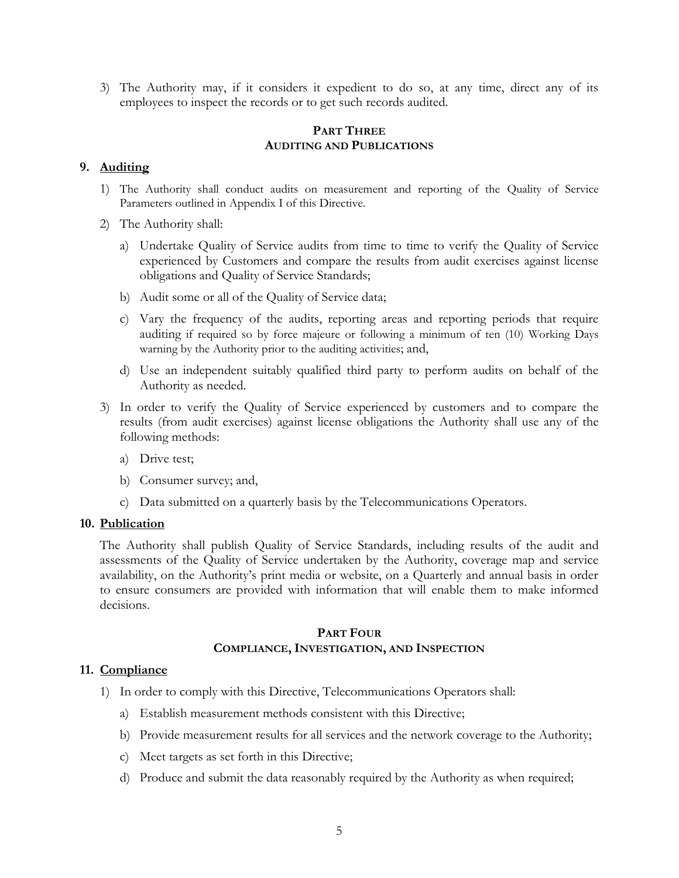3) The Authority may, if it considers it expedient to do so, at any time, direct any of its employees to inspect the records or to get such records audited.

## PART THREE
## AUDITING AND PUBLICATIONS

### 9. Auditing

1) The Authority shall conduct audits on measurement and reporting of the Quality of Service Parameters outlined in Appendix I of this Directive.

2) The Authority shall:

   a) Undertake Quality of Service audits from time to time to verify the Quality of Service experienced by Customers and compare the results from audit exercises against license obligations and Quality of Service Standards;

   b) Audit some or all of the Quality of Service data;

   c) Vary the frequency of the audits, reporting areas and reporting periods that require auditing if required so by force majeure or following a minimum of ten (10) Working Days warning by the Authority prior to the auditing activities; and,

   d) Use an independent suitably qualified third party to perform audits on behalf of the Authority as needed.

3) In order to verify the Quality of Service experienced by customers and to compare the results (from audit exercises) against license obligations the Authority shall use any of the following methods:

   a) Drive test;

   b) Consumer survey; and,

   c) Data submitted on a quarterly basis by the Telecommunications Operators.

### 10. Publication

The Authority shall publish Quality of Service Standards, including results of the audit and assessments of the Quality of Service undertaken by the Authority, coverage map and service availability, on the Authority's print media or website, on a Quarterly and annual basis in order to ensure consumers are provided with information that will enable them to make informed decisions.

## PART FOUR
## COMPLIANCE, INVESTIGATION, AND INSPECTION

### 11. Compliance

1) In order to comply with this Directive, Telecommunications Operators shall:

   a) Establish measurement methods consistent with this Directive;

   b) Provide measurement results for all services and the network coverage to the Authority;

   c) Meet targets as set forth in this Directive;

   d) Produce and submit the data reasonably required by the Authority as when required;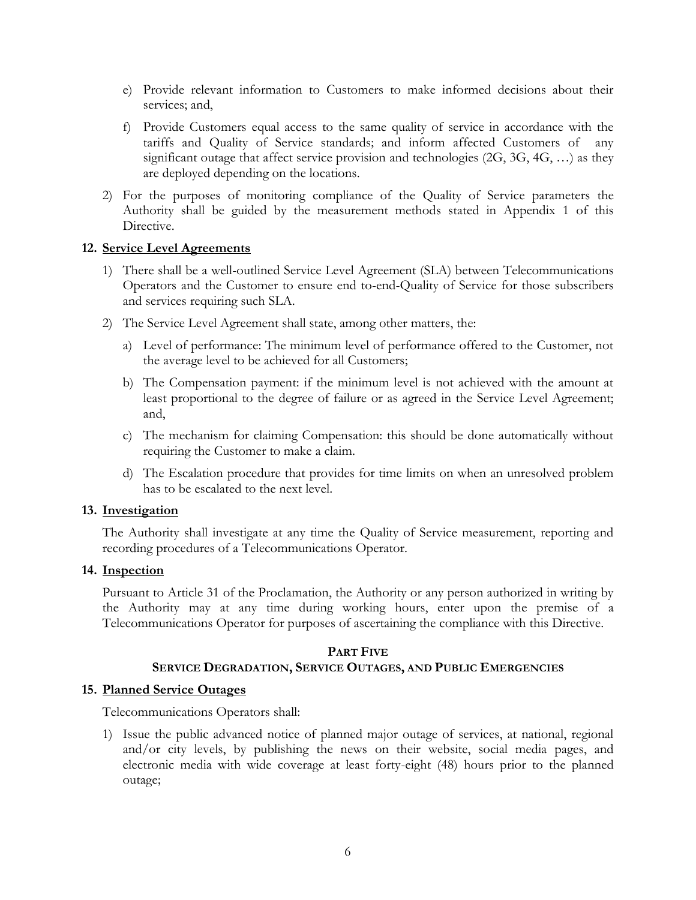e) Provide relevant information to Customers to make informed decisions about their services; and,

f) Provide Customers equal access to the same quality of service in accordance with the tariffs and Quality of Service standards; and inform affected Customers of any significant outage that affect service provision and technologies (2G, 3G, 4G, …) as they are deployed depending on the locations.

2) For the purposes of monitoring compliance of the Quality of Service parameters the Authority shall be guided by the measurement methods stated in Appendix 1 of this Directive.

**12. Service Level Agreements**

1) There shall be a well-outlined Service Level Agreement (SLA) between Telecommunications Operators and the Customer to ensure end to-end-Quality of Service for those subscribers and services requiring such SLA.

2) The Service Level Agreement shall state, among other matters, the:

a) Level of performance: The minimum level of performance offered to the Customer, not the average level to be achieved for all Customers;

b) The Compensation payment: if the minimum level is not achieved with the amount at least proportional to the degree of failure or as agreed in the Service Level Agreement; and,

c) The mechanism for claiming Compensation: this should be done automatically without requiring the Customer to make a claim.

d) The Escalation procedure that provides for time limits on when an unresolved problem has to be escalated to the next level.

**13. Investigation**

The Authority shall investigate at any time the Quality of Service measurement, reporting and recording procedures of a Telecommunications Operator.

**14. Inspection**

Pursuant to Article 31 of the Proclamation, the Authority or any person authorized in writing by the Authority may at any time during working hours, enter upon the premise of a Telecommunications Operator for purposes of ascertaining the compliance with this Directive.

## PART FIVE
## SERVICE DEGRADATION, SERVICE OUTAGES, AND PUBLIC EMERGENCIES

**15. Planned Service Outages**

Telecommunications Operators shall:

1) Issue the public advanced notice of planned major outage of services, at national, regional and/or city levels, by publishing the news on their website, social media pages, and electronic media with wide coverage at least forty-eight (48) hours prior to the planned outage;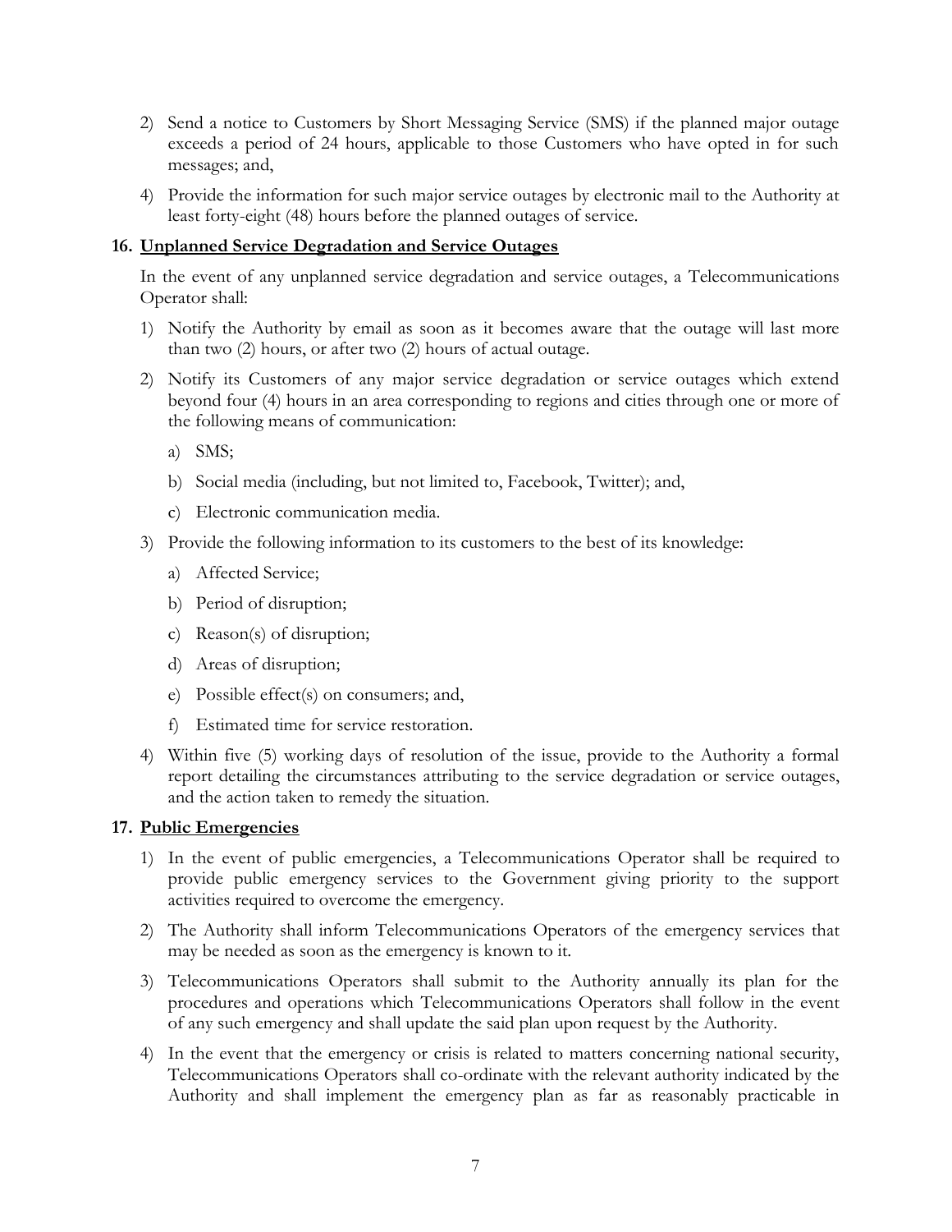2) Send a notice to Customers by Short Messaging Service (SMS) if the planned major outage exceeds a period of 24 hours, applicable to those Customers who have opted in for such messages; and,

4) Provide the information for such major service outages by electronic mail to the Authority at least forty-eight (48) hours before the planned outages of service.

## 16. Unplanned Service Degradation and Service Outages

In the event of any unplanned service degradation and service outages, a Telecommunications Operator shall:

1) Notify the Authority by email as soon as it becomes aware that the outage will last more than two (2) hours, or after two (2) hours of actual outage.

2) Notify its Customers of any major service degradation or service outages which extend beyond four (4) hours in an area corresponding to regions and cities through one or more of the following means of communication:

   a) SMS;

   b) Social media (including, but not limited to, Facebook, Twitter); and,

   c) Electronic communication media.

3) Provide the following information to its customers to the best of its knowledge:

   a) Affected Service;

   b) Period of disruption;

   c) Reason(s) of disruption;

   d) Areas of disruption;

   e) Possible effect(s) on consumers; and,

   f) Estimated time for service restoration.

4) Within five (5) working days of resolution of the issue, provide to the Authority a formal report detailing the circumstances attributing to the service degradation or service outages, and the action taken to remedy the situation.

## 17. Public Emergencies

1) In the event of public emergencies, a Telecommunications Operator shall be required to provide public emergency services to the Government giving priority to the support activities required to overcome the emergency.

2) The Authority shall inform Telecommunications Operators of the emergency services that may be needed as soon as the emergency is known to it.

3) Telecommunications Operators shall submit to the Authority annually its plan for the procedures and operations which Telecommunications Operators shall follow in the event of any such emergency and shall update the said plan upon request by the Authority.

4) In the event that the emergency or crisis is related to matters concerning national security, Telecommunications Operators shall co-ordinate with the relevant authority indicated by the Authority and shall implement the emergency plan as far as reasonably practicable in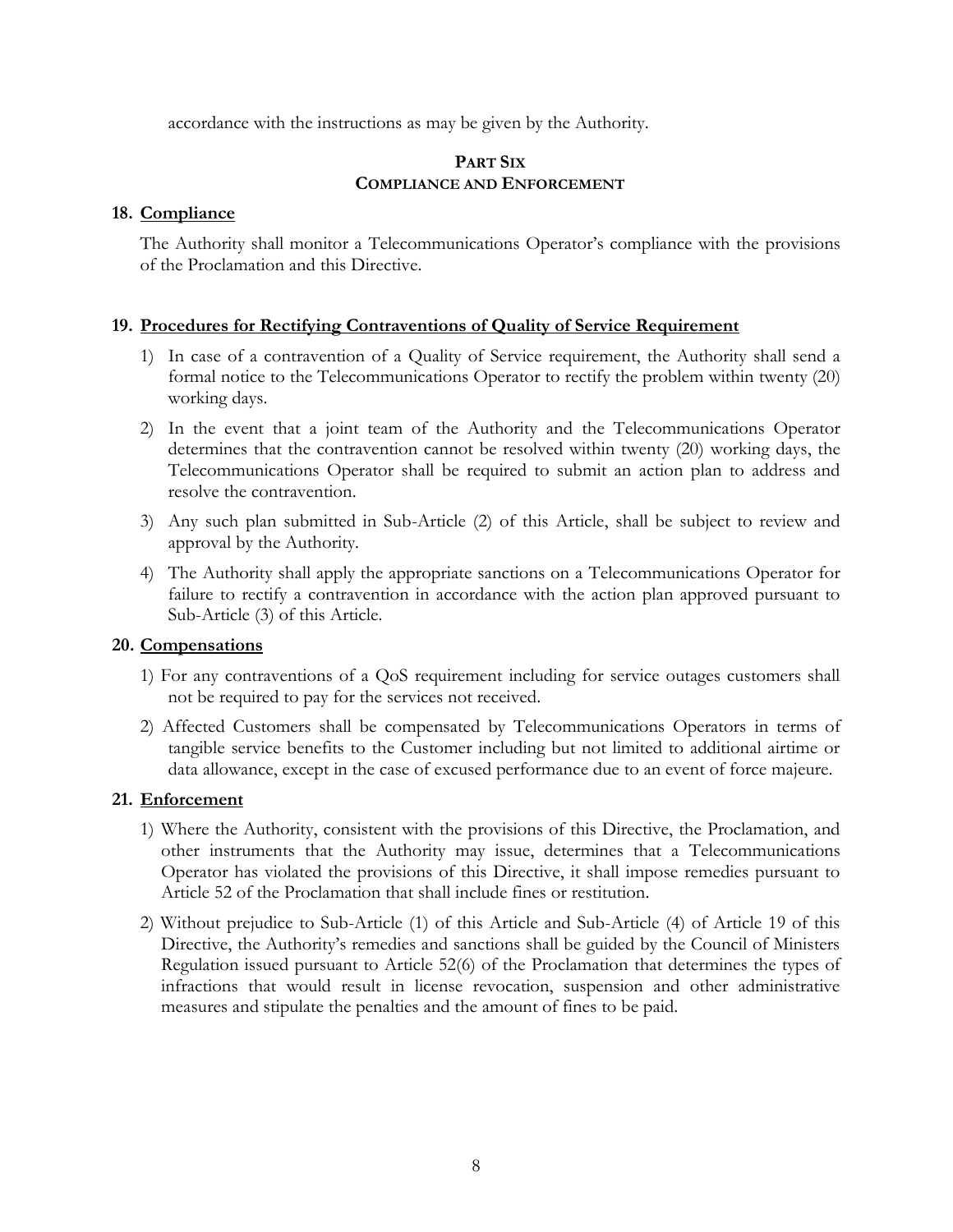accordance with the instructions as may be given by the Authority.

## PART SIX
## COMPLIANCE AND ENFORCEMENT

### 18. Compliance

The Authority shall monitor a Telecommunications Operator's compliance with the provisions of the Proclamation and this Directive.

### 19. Procedures for Rectifying Contraventions of Quality of Service Requirement

1) In case of a contravention of a Quality of Service requirement, the Authority shall send a formal notice to the Telecommunications Operator to rectify the problem within twenty (20) working days.
2) In the event that a joint team of the Authority and the Telecommunications Operator determines that the contravention cannot be resolved within twenty (20) working days, the Telecommunications Operator shall be required to submit an action plan to address and resolve the contravention.
3) Any such plan submitted in Sub-Article (2) of this Article, shall be subject to review and approval by the Authority.
4) The Authority shall apply the appropriate sanctions on a Telecommunications Operator for failure to rectify a contravention in accordance with the action plan approved pursuant to Sub-Article (3) of this Article.

### 20. Compensations

1) For any contraventions of a QoS requirement including for service outages customers shall not be required to pay for the services not received.
2) Affected Customers shall be compensated by Telecommunications Operators in terms of tangible service benefits to the Customer including but not limited to additional airtime or data allowance, except in the case of excused performance due to an event of force majeure.

### 21. Enforcement

1) Where the Authority, consistent with the provisions of this Directive, the Proclamation, and other instruments that the Authority may issue, determines that a Telecommunications Operator has violated the provisions of this Directive, it shall impose remedies pursuant to Article 52 of the Proclamation that shall include fines or restitution.
2) Without prejudice to Sub-Article (1) of this Article and Sub-Article (4) of Article 19 of this Directive, the Authority's remedies and sanctions shall be guided by the Council of Ministers Regulation issued pursuant to Article 52(6) of the Proclamation that determines the types of infractions that would result in license revocation, suspension and other administrative measures and stipulate the penalties and the amount of fines to be paid.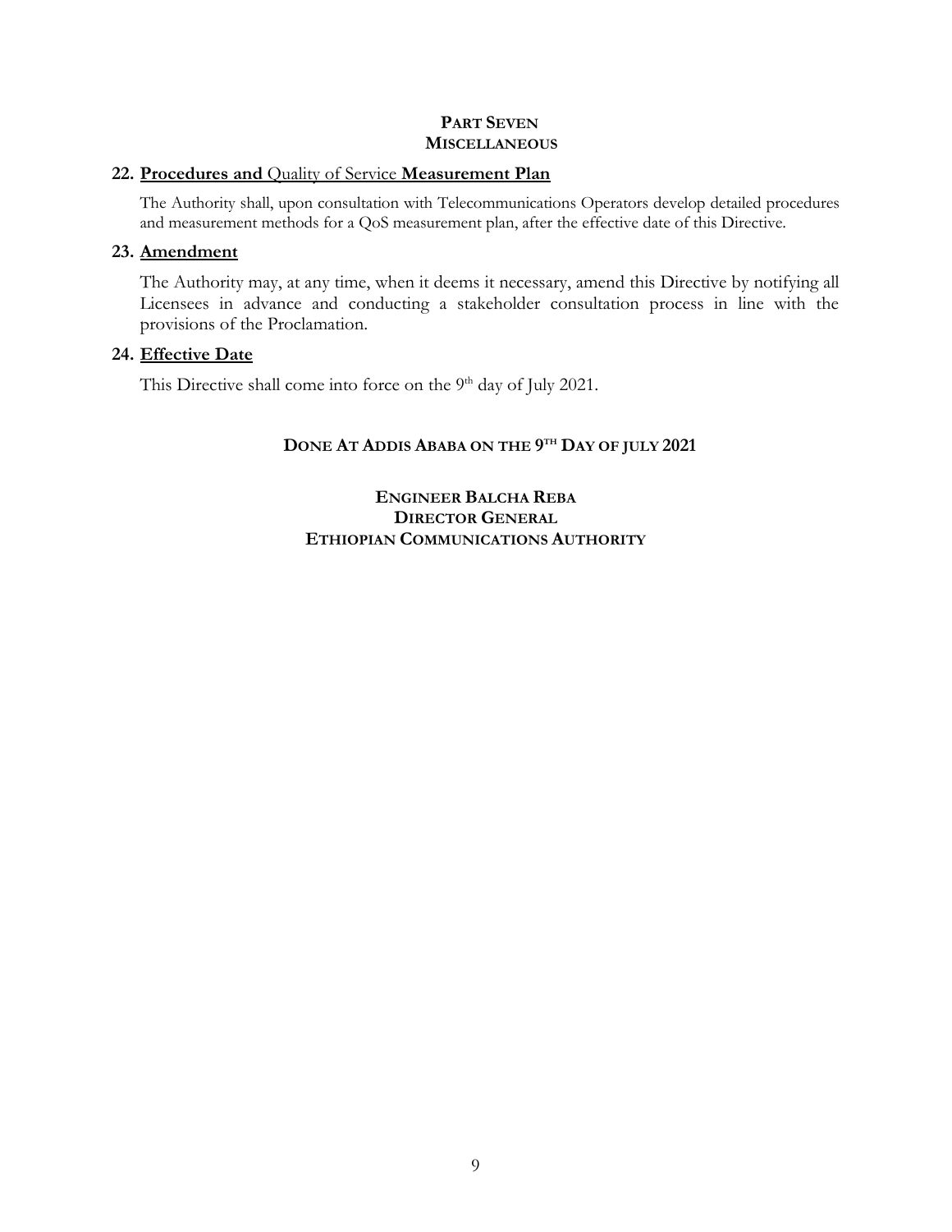## PART SEVEN
## MISCELLANEOUS

### 22. Procedures and Quality of Service Measurement Plan

The Authority shall, upon consultation with Telecommunications Operators develop detailed procedures and measurement methods for a QoS measurement plan, after the effective date of this Directive.

### 23. Amendment

The Authority may, at any time, when it deems it necessary, amend this Directive by notifying all Licensees in advance and conducting a stakeholder consultation process in line with the provisions of the Proclamation.

### 24. Effective Date

This Directive shall come into force on the 9th day of July 2021.

**DONE AT ADDIS ABABA ON THE 9TH DAY OF JULY 2021**

**ENGINEER BALCHA REBA**
**DIRECTOR GENERAL**
**ETHIOPIAN COMMUNICATIONS AUTHORITY**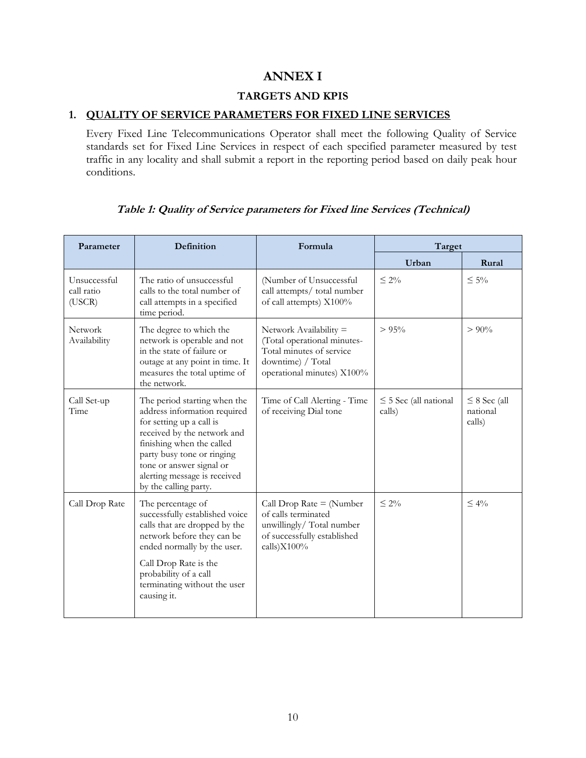# ANNEX I

## TARGETS AND KPIS

### 1. QUALITY OF SERVICE PARAMETERS FOR FIXED LINE SERVICES

Every Fixed Line Telecommunications Operator shall meet the following Quality of Service standards set for Fixed Line Services in respect of each specified parameter measured by test traffic in any locality and shall submit a report in the reporting period based on daily peak hour conditions.

***Table 1: Quality of Service parameters for Fixed line Services (Technical)***

| Parameter | Definition | Formula | Target | |
|---|---|---|---|---|
| | | | Urban | Rural |
| Unsuccessful call ratio (USCR) | The ratio of unsuccessful calls to the total number of call attempts in a specified time period. | (Number of Unsuccessful call attempts/ total number of call attempts) X100% | ≤ 2% | ≤ 5% |
| Network Availability | The degree to which the network is operable and not in the state of failure or outage at any point in time. It measures the total uptime of the network. | Network Availability = (Total operational minutes- Total minutes of service downtime) / Total operational minutes) X100% | > 95% | > 90% |
| Call Set-up Time | The period starting when the address information required for setting up a call is received by the network and finishing when the called party busy tone or ringing tone or answer signal or alerting message is received by the calling party. | Time of Call Alerting - Time of receiving Dial tone | ≤ 5 Sec (all national calls) | ≤ 8 Sec (all national calls) |
| Call Drop Rate | The percentage of successfully established voice calls that are dropped by the network before they can be ended normally by the user. Call Drop Rate is the probability of a call terminating without the user causing it. | Call Drop Rate = (Number of calls terminated unwillingly/ Total number of successfully established calls)X100% | ≤ 2% | ≤ 4% |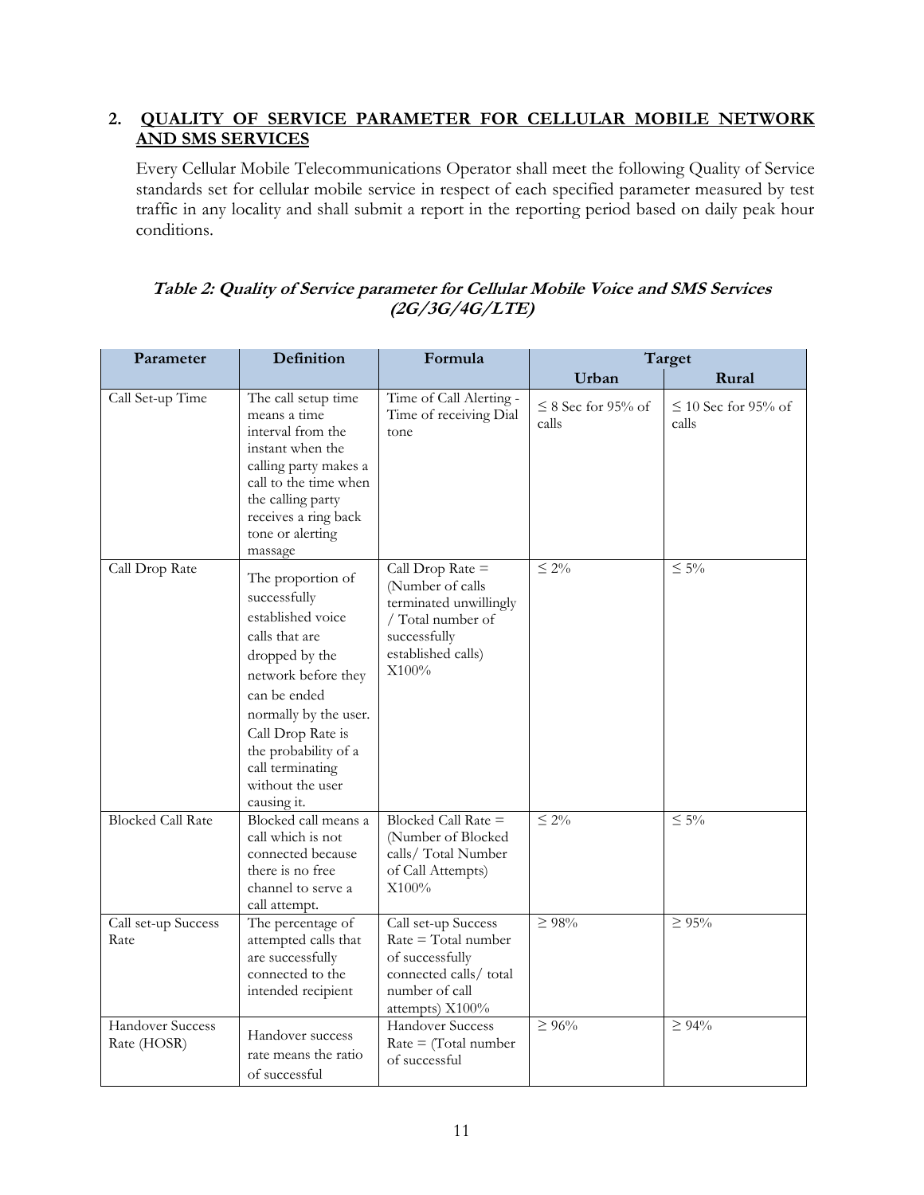## 2. QUALITY OF SERVICE PARAMETER FOR CELLULAR MOBILE NETWORK AND SMS SERVICES

Every Cellular Mobile Telecommunications Operator shall meet the following Quality of Service standards set for cellular mobile service in respect of each specified parameter measured by test traffic in any locality and shall submit a report in the reporting period based on daily peak hour conditions.

***Table 2: Quality of Service parameter for Cellular Mobile Voice and SMS Services (2G/3G/4G/LTE)***

| Parameter | Definition | Formula | Target | |
|---|---|---|---|---|
| | | | **Urban** | **Rural** |
| Call Set-up Time | The call setup time means a time interval from the instant when the calling party makes a call to the time when the calling party receives a ring back tone or alerting massage | Time of Call Alerting - Time of receiving Dial tone | ≤ 8 Sec for 95% of calls | ≤ 10 Sec for 95% of calls |
| Call Drop Rate | The proportion of successfully established voice calls that are dropped by the network before they can be ended normally by the user. Call Drop Rate is the probability of a call terminating without the user causing it. | Call Drop Rate = (Number of calls terminated unwillingly / Total number of successfully established calls) X100% | ≤ 2% | ≤ 5% |
| Blocked Call Rate | Blocked call means a call which is not connected because there is no free channel to serve a call attempt. | Blocked Call Rate = (Number of Blocked calls/ Total Number of Call Attempts) X100% | ≤ 2% | ≤ 5% |
| Call set-up Success Rate | The percentage of attempted calls that are successfully connected to the intended recipient | Call set-up Success Rate = Total number of successfully connected calls/ total number of call attempts) X100% | ≥ 98% | ≥ 95% |
| Handover Success Rate (HOSR) | Handover success rate means the ratio of successful | Handover Success Rate = (Total number of successful | ≥ 96% | ≥ 94% |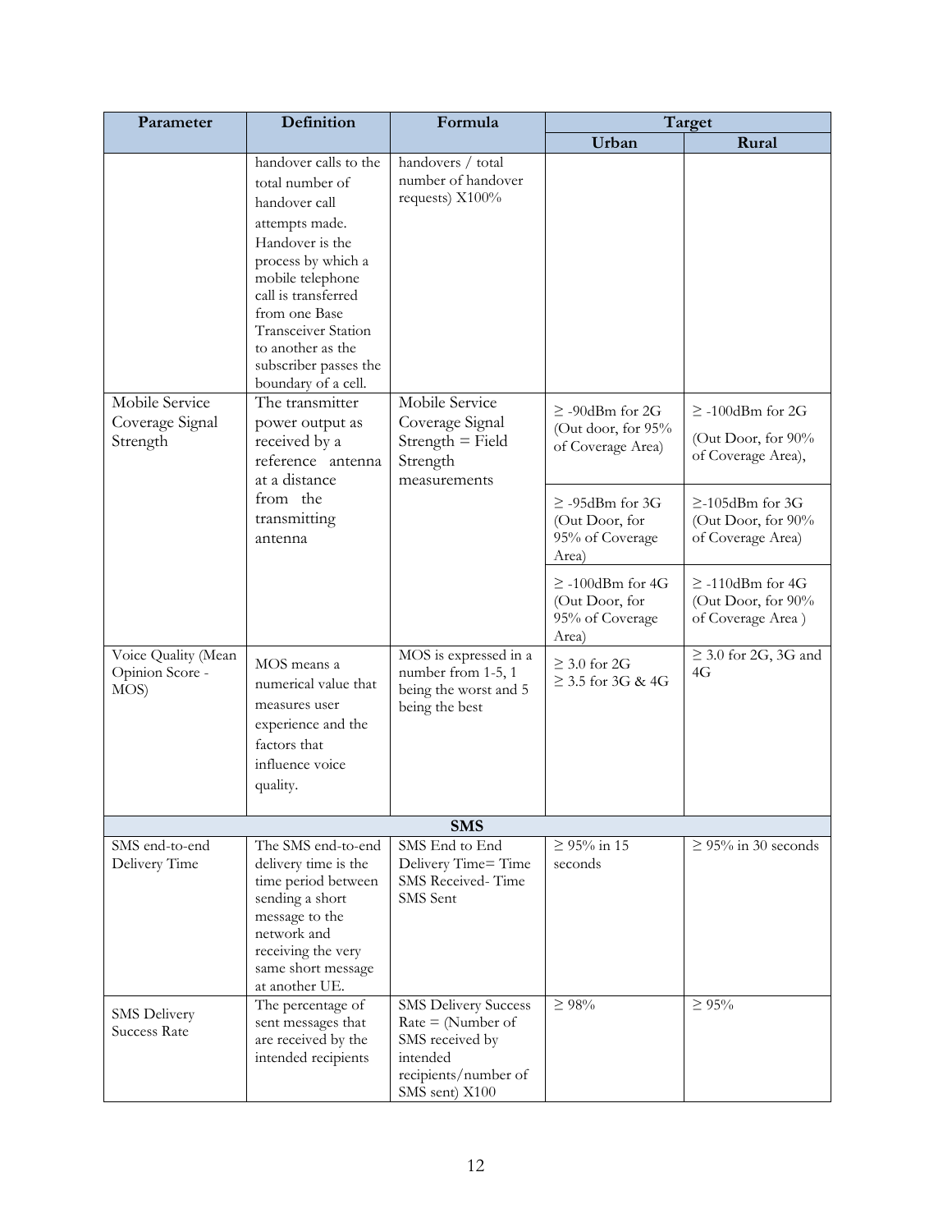| Parameter | Definition | Formula | Target | |
|---|---|---|---|---|
| | | | Urban | Rural |
| | handover calls to the total number of handover call attempts made. Handover is the process by which a mobile telephone call is transferred from one Base Transceiver Station to another as the subscriber passes the boundary of a cell. | handovers / total number of handover requests) X100% | | |
| Mobile Service Coverage Signal Strength | The transmitter power output as received by a reference antenna at a distance from the transmitting antenna | Mobile Service Coverage Signal Strength = Field Strength measurements | ≥ -90dBm for 2G (Out door, for 95% of Coverage Area) | ≥ -100dBm for 2G (Out Door, for 90% of Coverage Area), |
| | | | ≥ -95dBm for 3G (Out Door, for 95% of Coverage Area) | ≥-105dBm for 3G (Out Door, for 90% of Coverage Area) |
| | | | ≥ -100dBm for 4G (Out Door, for 95% of Coverage Area) | ≥ -110dBm for 4G (Out Door, for 90% of Coverage Area ) |
| Voice Quality (Mean Opinion Score - MOS) | MOS means a numerical value that measures user experience and the factors that influence voice quality. | MOS is expressed in a number from 1-5, 1 being the worst and 5 being the best | ≥ 3.0 for 2G<br>≥ 3.5 for 3G & 4G | ≥ 3.0 for 2G, 3G and 4G |
| **SMS** | | | | |
| SMS end-to-end Delivery Time | The SMS end-to-end delivery time is the time period between sending a short message to the network and receiving the very same short message at another UE. | SMS End to End Delivery Time= Time SMS Received- Time SMS Sent | ≥ 95% in 15 seconds | ≥ 95% in 30 seconds |
| SMS Delivery Success Rate | The percentage of sent messages that are received by the intended recipients | SMS Delivery Success Rate = (Number of SMS received by intended recipients/number of SMS sent) X100 | ≥ 98% | ≥ 95% |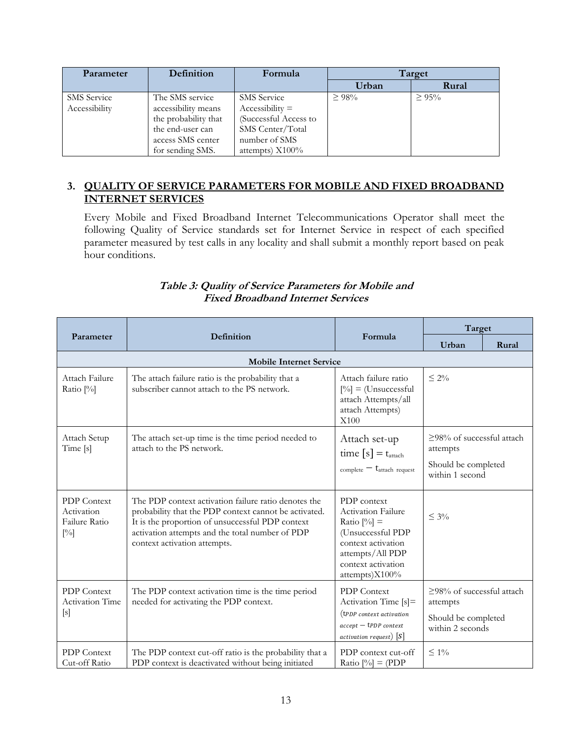| Parameter | Definition | Formula | Target | |
|---|---|---|---|---|
| | | | Urban | Rural |
| SMS Service Accessibility | The SMS service accessibility means the probability that the end-user can access SMS center for sending SMS. | SMS Service Accessibility = (Successful Access to SMS Center/Total number of SMS attempts) X100% | ≥ 98% | ≥ 95% |

## 3. QUALITY OF SERVICE PARAMETERS FOR MOBILE AND FIXED BROADBAND INTERNET SERVICES

Every Mobile and Fixed Broadband Internet Telecommunications Operator shall meet the following Quality of Service standards set for Internet Service in respect of each specified parameter measured by test calls in any locality and shall submit a monthly report based on peak hour conditions.

***Table 3: Quality of Service Parameters for Mobile and Fixed Broadband Internet Services***

| Parameter | Definition | Formula | Target | |
|---|---|---|---|---|
| | | | Urban | Rural |
| **Mobile Internet Service** | | | | |
| Attach Failure Ratio [%] | The attach failure ratio is the probability that a subscriber cannot attach to the PS network. | Attach failure ratio [%] = (Unsuccessful attach Attempts/all attach Attempts) X100 | ≤ 2% | |
| Attach Setup Time [s] | The attach set-up time is the time period needed to attach to the PS network. | Attach set-up time [s] = $t_{attach\ complete} - t_{attach\ request}$ | ≥98% of successful attach attempts<br><br>Should be completed within 1 second | |
| PDP Context Activation Failure Ratio [%] | The PDP context activation failure ratio denotes the probability that the PDP context cannot be activated. It is the proportion of unsuccessful PDP context activation attempts and the total number of PDP context activation attempts. | PDP context Activation Failure Ratio [%] = (Unsuccessful PDP context activation attempts/All PDP context activation attempts)X100% | ≤ 3% | |
| PDP Context Activation Time [s] | The PDP context activation time is the time period needed for activating the PDP context. | PDP Context Activation Time [s]= $(t_{PDP\ context\ activation\ accept} - t_{PDP\ context\ activation\ request})\ [S]$ | ≥98% of successful attach attempts<br><br>Should be completed within 2 seconds | |
| PDP Context Cut-off Ratio | The PDP context cut-off ratio is the probability that a PDP context is deactivated without being initiated | PDP context cut-off Ratio [%] = (PDP | ≤ 1% | |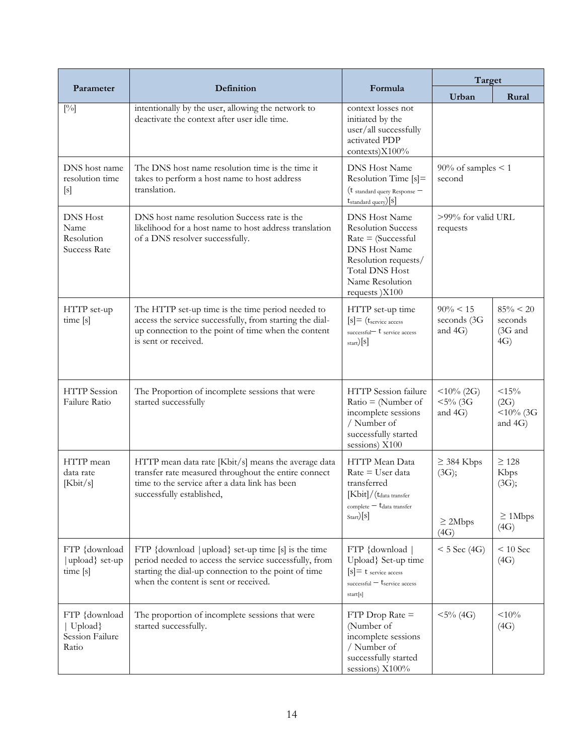| Parameter | Definition | Formula | Target | |
|---|---|---|---|---|
| | | | Urban | Rural |
| [%] | intentionally by the user, allowing the network to deactivate the context after user idle time. | context losses not initiated by the user/all successfully activated PDP contexts)X100% | | |
| DNS host name resolution time [s] | The DNS host name resolution time is the time it takes to perform a host name to host address translation. | DNS Host Name Resolution Time [s]= ($t_{\text{standard query Response}} - t_{\text{standard query}}$)[s] | 90% of samples < 1 second | |
| DNS Host Name Resolution Success Rate | DNS host name resolution Success rate is the likelihood for a host name to host address translation of a DNS resolver successfully. | DNS Host Name Resolution Success Rate = (Successful DNS Host Name Resolution requests/ Total DNS Host Name Resolution requests )X100 | >99% for valid URL requests | |
| HTTP set-up time [s] | The HTTP set-up time is the time period needed to access the service successfully, from starting the dial-up connection to the point of time when the content is sent or received. | HTTP set-up time [s]= ($t_{\text{service access successful}} - t_{\text{service access start}}$)[s] | 90% < 15 seconds (3G and 4G) | 85% < 20 seconds (3G and 4G) |
| HTTP Session Failure Ratio | The Proportion of incomplete sessions that were started successfully | HTTP Session failure Ratio = (Number of incomplete sessions / Number of successfully started sessions) X100 | <10% (2G) <5% (3G and 4G) | <15% (2G) <10% (3G and 4G) |
| HTTP mean data rate [Kbit/s] | HTTP mean data rate [Kbit/s] means the average data transfer rate measured throughout the entire connect time to the service after a data link has been successfully established, | HTTP Mean Data Rate = User data transferred [Kbit]/($t_{\text{data transfer complete}} - t_{\text{data transfer Start}}$)[s] | ≥ 384 Kbps (3G); ≥ 2Mbps (4G) | ≥ 128 Kbps (3G); ≥ 1Mbps (4G) |
| FTP {download \|upload} set-up time [s] | FTP {download \|upload} set-up time [s] is the time period needed to access the service successfully, from starting the dial-up connection to the point of time when the content is sent or received. | FTP {download \| Upload} Set-up time [s]= $t_{\text{service access successful}} - t_{\text{service access start[s]}}$ | < 5 Sec (4G) | < 10 Sec (4G) |
| FTP {download \| Upload} Session Failure Ratio | The proportion of incomplete sessions that were started successfully. | FTP Drop Rate = (Number of incomplete sessions / Number of successfully started sessions) X100% | <5% (4G) | <10% (4G) |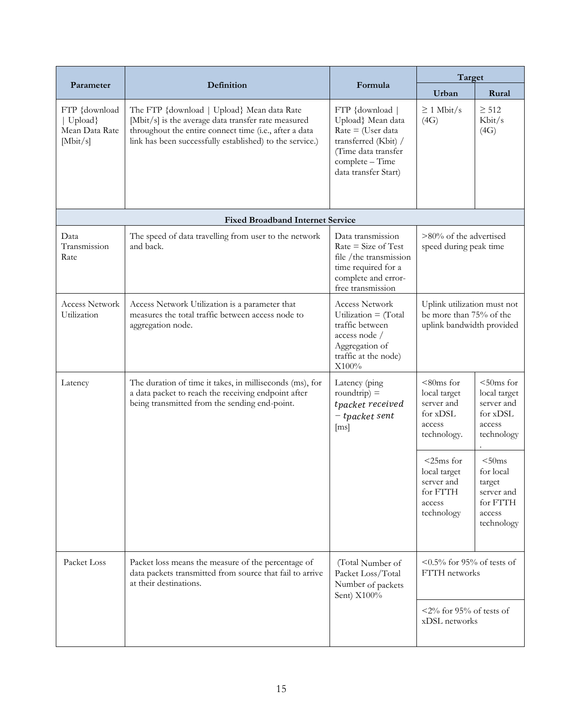| Parameter | Definition | Formula | Target | |
|---|---|---|---|---|
| | | | Urban | Rural |
| FTP {download \| Upload} Mean Data Rate [Mbit/s] | The FTP {download \| Upload} Mean data Rate [Mbit/s] is the average data transfer rate measured throughout the entire connect time (i.e., after a data link has been successfully established) to the service.) | FTP {download \| Upload} Mean data Rate = (User data transferred (Kbit) / (Time data transfer complete – Time data transfer Start) | ≥ 1 Mbit/s (4G) | ≥ 512 Kbit/s (4G) |
| **Fixed Broadband Internet Service** | | | | |
| Data Transmission Rate | The speed of data travelling from user to the network and back. | Data transmission Rate = Size of Test file /the transmission time required for a complete and error-free transmission | >80% of the advertised speed during peak time | |
| Access Network Utilization | Access Network Utilization is a parameter that measures the total traffic between access node to aggregation node. | Access Network Utilization = (Total traffic between access node / Aggregation of traffic at the node) X100% | Uplink utilization must not be more than 75% of the uplink bandwidth provided | |
| Latency | The duration of time it takes, in milliseconds (ms), for a data packet to reach the receiving endpoint after being transmitted from the sending end-point. | Latency (ping roundtrip) = $t_{packet\ received} - t_{packet\ sent}$ [ms] | <80ms for local target server and for xDSL access technology. | <50ms for local target server and for xDSL access technology. |
| | | | <25ms for local target server and for FTTH access technology | <50ms for local target server and for FTTH access technology |
| Packet Loss | Packet loss means the measure of the percentage of data packets transmitted from source that fail to arrive at their destinations. | (Total Number of Packet Loss/Total Number of packets Sent) X100% | <0.5% for 95% of tests of FTTH networks | |
| | | | <2% for 95% of tests of xDSL networks | |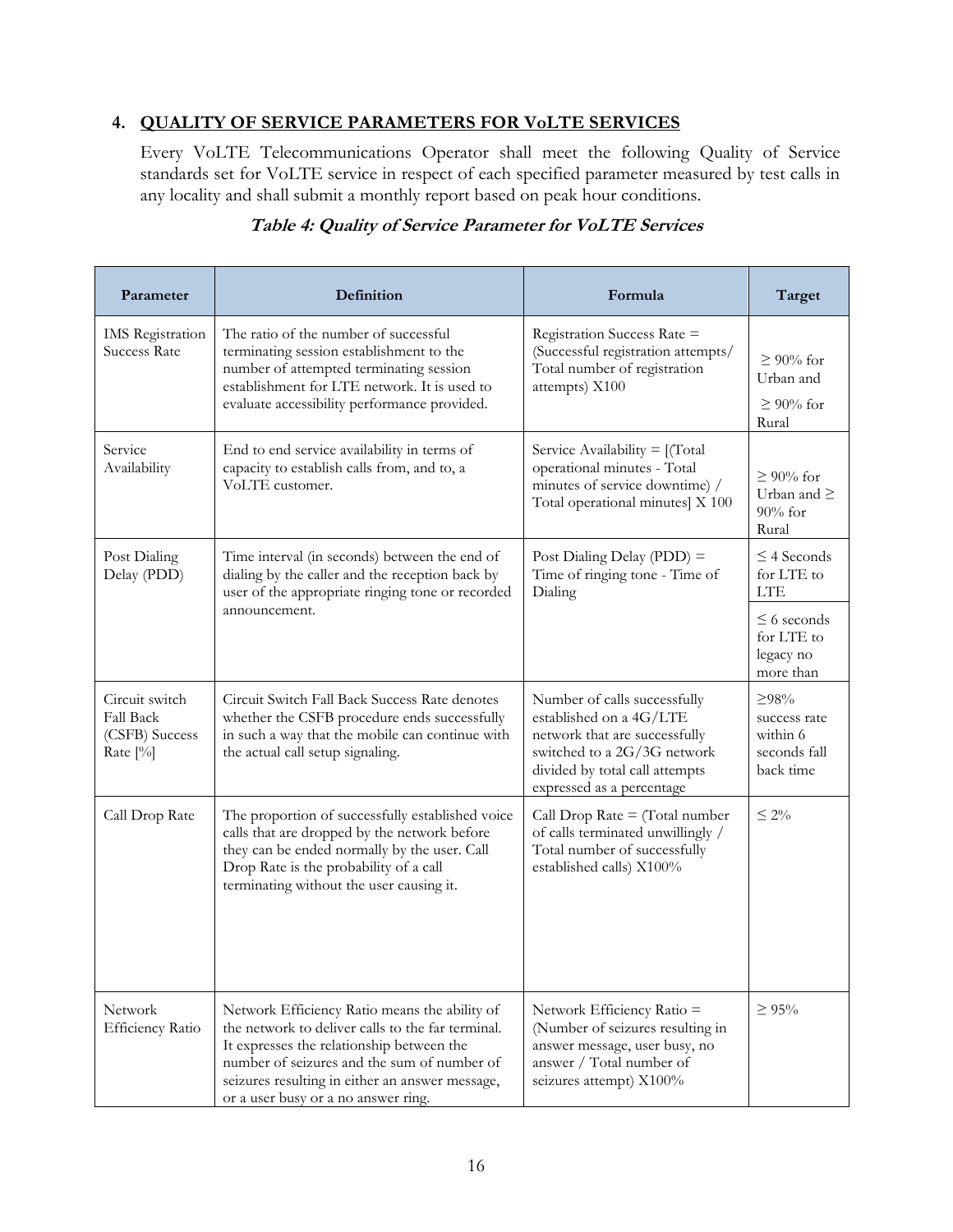## 4. QUALITY OF SERVICE PARAMETERS FOR VoLTE SERVICES

Every VoLTE Telecommunications Operator shall meet the following Quality of Service standards set for VoLTE service in respect of each specified parameter measured by test calls in any locality and shall submit a monthly report based on peak hour conditions.

***Table 4: Quality of Service Parameter for VoLTE Services***

| Parameter | Definition | Formula | Target |
|---|---|---|---|
| IMS Registration Success Rate | The ratio of the number of successful terminating session establishment to the number of attempted terminating session establishment for LTE network. It is used to evaluate accessibility performance provided. | Registration Success Rate = (Successful registration attempts/ Total number of registration attempts) X100 | ≥ 90% for Urban and ≥ 90% for Rural |
| Service Availability | End to end service availability in terms of capacity to establish calls from, and to, a VoLTE customer. | Service Availability = [(Total operational minutes - Total minutes of service downtime) / Total operational minutes] X 100 | ≥ 90% for Urban and ≥ 90% for Rural |
| Post Dialing Delay (PDD) | Time interval (in seconds) between the end of dialing by the caller and the reception back by user of the appropriate ringing tone or recorded announcement. | Post Dialing Delay (PDD) = Time of ringing tone - Time of Dialing | ≤ 4 Seconds for LTE to LTE<br>≤ 6 seconds for LTE to legacy no more than |
| Circuit switch Fall Back (CSFB) Success Rate [%] | Circuit Switch Fall Back Success Rate denotes whether the CSFB procedure ends successfully in such a way that the mobile can continue with the actual call setup signaling. | Number of calls successfully established on a 4G/LTE network that are successfully switched to a 2G/3G network divided by total call attempts expressed as a percentage | ≥98% success rate within 6 seconds fall back time |
| Call Drop Rate | The proportion of successfully established voice calls that are dropped by the network before they can be ended normally by the user. Call Drop Rate is the probability of a call terminating without the user causing it. | Call Drop Rate = (Total number of calls terminated unwillingly / Total number of successfully established calls) X100% | ≤ 2% |
| Network Efficiency Ratio | Network Efficiency Ratio means the ability of the network to deliver calls to the far terminal. It expresses the relationship between the number of seizures and the sum of number of seizures resulting in either an answer message, or a user busy or a no answer ring. | Network Efficiency Ratio = (Number of seizures resulting in answer message, user busy, no answer / Total number of seizures attempt) X100% | ≥ 95% |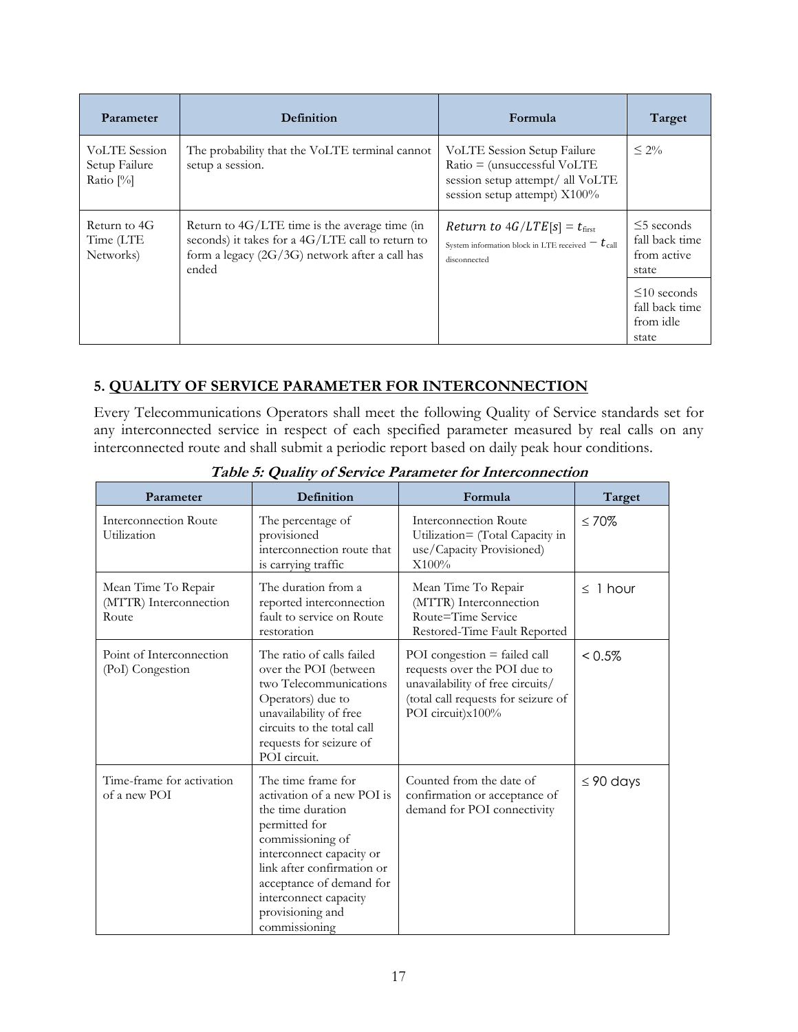| Parameter | Definition | Formula | Target |
|---|---|---|---|
| VoLTE Session Setup Failure Ratio [%] | The probability that the VoLTE terminal cannot setup a session. | VoLTE Session Setup Failure Ratio = (unsuccessful VoLTE session setup attempt/ all VoLTE session setup attempt) X100% | ≤ 2% |
| Return to 4G Time (LTE Networks) | Return to 4G/LTE time is the average time (in seconds) it takes for a 4G/LTE call to return to form a legacy (2G/3G) network after a call has ended | $Return\ to\ 4G/LTE[s] = t_{\text{first System information block in LTE received}} - t_{\text{call disconnected}}$ | ≤5 seconds fall back time from active state |
| | | | ≤10 seconds fall back time from idle state |

## 5. QUALITY OF SERVICE PARAMETER FOR INTERCONNECTION

Every Telecommunications Operators shall meet the following Quality of Service standards set for any interconnected service in respect of each specified parameter measured by real calls on any interconnected route and shall submit a periodic report based on daily peak hour conditions.

***Table 5: Quality of Service Parameter for Interconnection***

| Parameter | Definition | Formula | Target |
|---|---|---|---|
| Interconnection Route Utilization | The percentage of provisioned interconnection route that is carrying traffic | Interconnection Route Utilization= (Total Capacity in use/Capacity Provisioned) X100% | ≤ 70% |
| Mean Time To Repair (MTTR) Interconnection Route | The duration from a reported interconnection fault to service on Route restoration | Mean Time To Repair (MTTR) Interconnection Route=Time Service Restored-Time Fault Reported | ≤ 1 hour |
| Point of Interconnection (PoI) Congestion | The ratio of calls failed over the POI (between two Telecommunications Operators) due to unavailability of free circuits to the total call requests for seizure of POI circuit. | POI congestion = failed call requests over the POI due to unavailability of free circuits/ (total call requests for seizure of POI circuit)x100% | < 0.5% |
| Time-frame for activation of a new POI | The time frame for activation of a new POI is the time duration permitted for commissioning of interconnect capacity or link after confirmation or acceptance of demand for interconnect capacity provisioning and commissioning | Counted from the date of confirmation or acceptance of demand for POI connectivity | ≤ 90 days |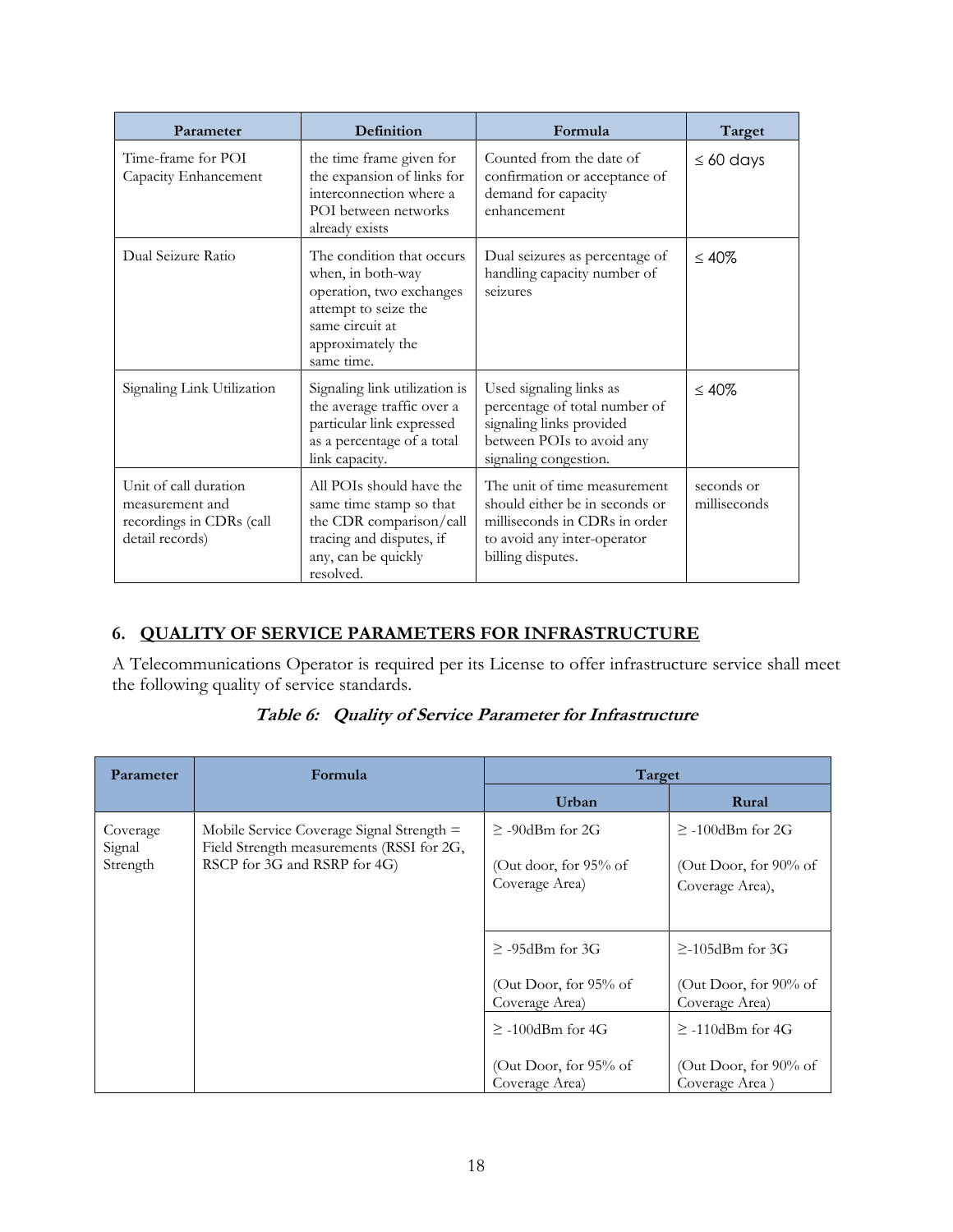| Parameter | Definition | Formula | Target |
|---|---|---|---|
| Time-frame for POI Capacity Enhancement | the time frame given for the expansion of links for interconnection where a POI between networks already exists | Counted from the date of confirmation or acceptance of demand for capacity enhancement | ≤ 60 days |
| Dual Seizure Ratio | The condition that occurs when, in both-way operation, two exchanges attempt to seize the same circuit at approximately the same time. | Dual seizures as percentage of handling capacity number of seizures | ≤ 40% |
| Signaling Link Utilization | Signaling link utilization is the average traffic over a particular link expressed as a percentage of a total link capacity. | Used signaling links as percentage of total number of signaling links provided between POIs to avoid any signaling congestion. | ≤ 40% |
| Unit of call duration measurement and recordings in CDRs (call detail records) | All POIs should have the same time stamp so that the CDR comparison/call tracing and disputes, if any, can be quickly resolved. | The unit of time measurement should either be in seconds or milliseconds in CDRs in order to avoid any inter-operator billing disputes. | seconds or milliseconds |

## 6. QUALITY OF SERVICE PARAMETERS FOR INFRASTRUCTURE

A Telecommunications Operator is required per its License to offer infrastructure service shall meet the following quality of service standards.

***Table 6: Quality of Service Parameter for Infrastructure***

| Parameter | Formula | Target | |
|---|---|---|---|
| | | Urban | Rural |
| Coverage Signal Strength | Mobile Service Coverage Signal Strength = Field Strength measurements (RSSI for 2G, RSCP for 3G and RSRP for 4G) | ≥ -90dBm for 2G<br><br>(Out door, for 95% of Coverage Area) | ≥ -100dBm for 2G<br><br>(Out Door, for 90% of Coverage Area), |
| | | ≥ -95dBm for 3G<br><br>(Out Door, for 95% of Coverage Area) | ≥-105dBm for 3G<br><br>(Out Door, for 90% of Coverage Area) |
| | | ≥ -100dBm for 4G<br><br>(Out Door, for 95% of Coverage Area) | ≥ -110dBm for 4G<br><br>(Out Door, for 90% of Coverage Area ) |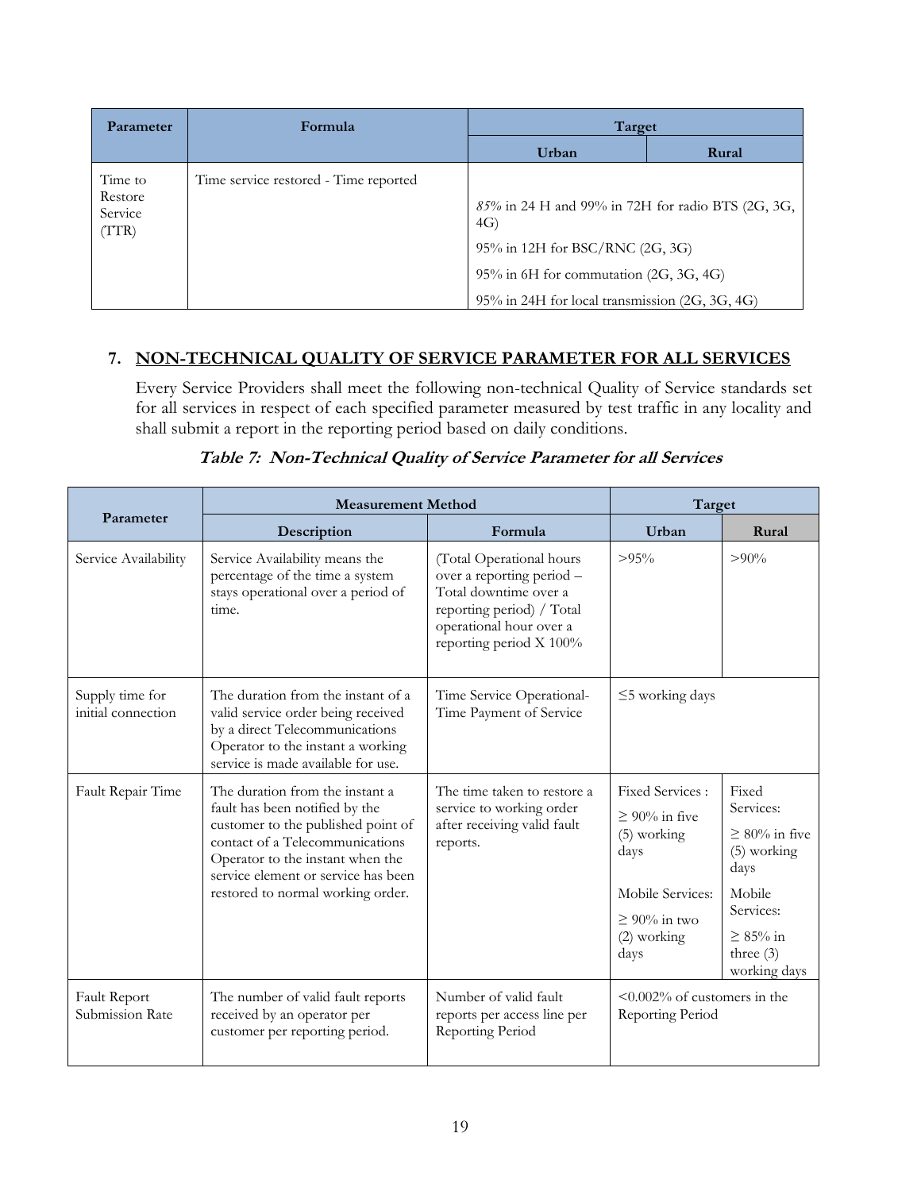| Parameter | Formula | Target | |
|---|---|---|---|
| | | Urban | Rural |
| Time to Restore Service (TTR) | Time service restored - Time reported | *85%* in 24 H and 99% in 72H for radio BTS (2G, 3G, 4G)<br>95% in 12H for BSC/RNC (2G, 3G)<br>95% in 6H for commutation (2G, 3G, 4G)<br>95% in 24H for local transmission (2G, 3G, 4G) | |

## 7. NON-TECHNICAL QUALITY OF SERVICE PARAMETER FOR ALL SERVICES

Every Service Providers shall meet the following non-technical Quality of Service standards set for all services in respect of each specified parameter measured by test traffic in any locality and shall submit a report in the reporting period based on daily conditions.

***Table 7: Non-Technical Quality of Service Parameter for all Services***

| Parameter | Measurement Method | | Target | |
|---|---|---|---|---|
| | Description | Formula | Urban | Rural |
| Service Availability | Service Availability means the percentage of the time a system stays operational over a period of time. | (Total Operational hours over a reporting period – Total downtime over a reporting period) / Total operational hour over a reporting period X 100% | >95% | >90% |
| Supply time for initial connection | The duration from the instant of a valid service order being received by a direct Telecommunications Operator to the instant a working service is made available for use. | Time Service Operational- Time Payment of Service | ≤5 working days | |
| Fault Repair Time | The duration from the instant a fault has been notified by the customer to the published point of contact of a Telecommunications Operator to the instant when the service element or service has been restored to normal working order. | The time taken to restore a service to working order after receiving valid fault reports. | Fixed Services :<br>≥ 90% in five (5) working days<br><br>Mobile Services:<br>≥ 90% in two (2) working days | Fixed Services:<br>≥ 80% in five (5) working days<br><br>Mobile Services:<br>≥ 85% in three (3) working days |
| Fault Report Submission Rate | The number of valid fault reports received by an operator per customer per reporting period. | Number of valid fault reports per access line per Reporting Period | <0.002% of customers in the Reporting Period | |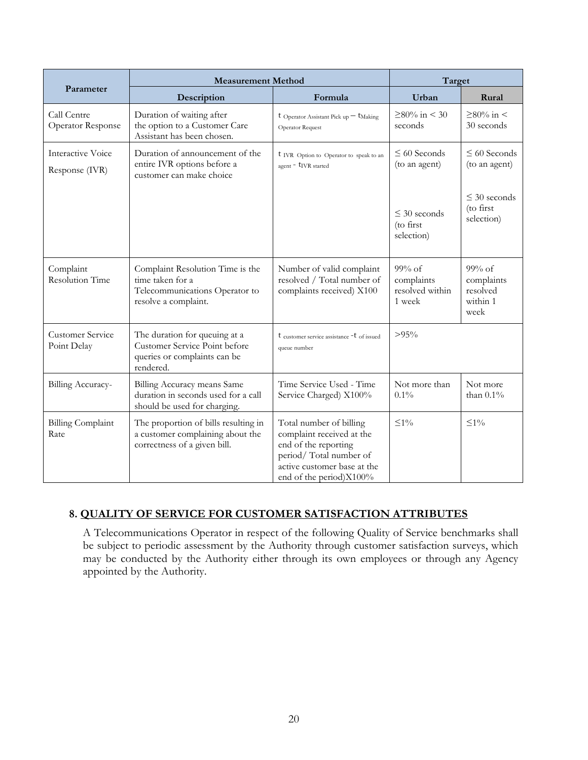| Parameter | Measurement Method | | Target | |
|---|---|---|---|---|
| | Description | Formula | Urban | Rural |
| Call Centre Operator Response | Duration of waiting after the option to a Customer Care Assistant has been chosen. | $t_{\text{Operator Assistant Pick up}} - t_{\text{Making Operator Request}}$ | ≥80% in < 30 seconds | ≥80% in < 30 seconds |
| Interactive Voice Response (IVR) | Duration of announcement of the entire IVR options before a customer can make choice | $t_{\text{IVR Option to Operator to speak to an agent}} - t_{\text{IVR started}}$ | ≤ 60 Seconds (to an agent)<br><br>≤ 30 seconds (to first selection) | ≤ 60 Seconds (to an agent)<br><br>≤ 30 seconds (to first selection) |
| Complaint Resolution Time | Complaint Resolution Time is the time taken for a Telecommunications Operator to resolve a complaint. | Number of valid complaint resolved / Total number of complaints received) X100 | 99% of complaints resolved within 1 week | 99% of complaints resolved within 1 week |
| Customer Service Point Delay | The duration for queuing at a Customer Service Point before queries or complaints can be rendered. | $t_{\text{customer service assistance}} - t_{\text{of issued queue number}}$ | >95% | |
| Billing Accuracy- | Billing Accuracy means Same duration in seconds used for a call should be used for charging. | Time Service Used - Time Service Charged) X100% | Not more than 0.1% | Not more than 0.1% |
| Billing Complaint Rate | The proportion of bills resulting in a customer complaining about the correctness of a given bill. | Total number of billing complaint received at the end of the reporting period/ Total number of active customer base at the end of the period)X100% | ≤1% | ≤1% |

## 8. QUALITY OF SERVICE FOR CUSTOMER SATISFACTION ATTRIBUTES

A Telecommunications Operator in respect of the following Quality of Service benchmarks shall be subject to periodic assessment by the Authority through customer satisfaction surveys, which may be conducted by the Authority either through its own employees or through any Agency appointed by the Authority.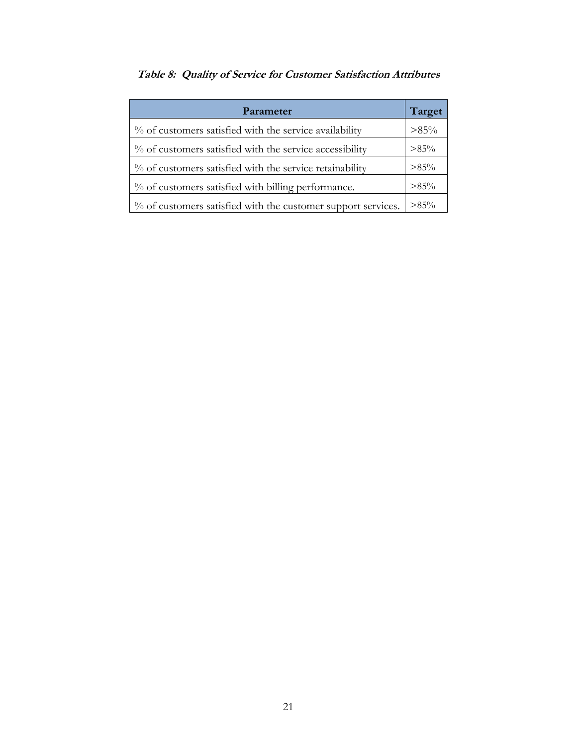***Table 8: Quality of Service for Customer Satisfaction Attributes***

| Parameter | Target |
|---|---|
| % of customers satisfied with the service availability | >85% |
| % of customers satisfied with the service accessibility | >85% |
| % of customers satisfied with the service retainability | >85% |
| % of customers satisfied with billing performance. | >85% |
| % of customers satisfied with the customer support services. | >85% |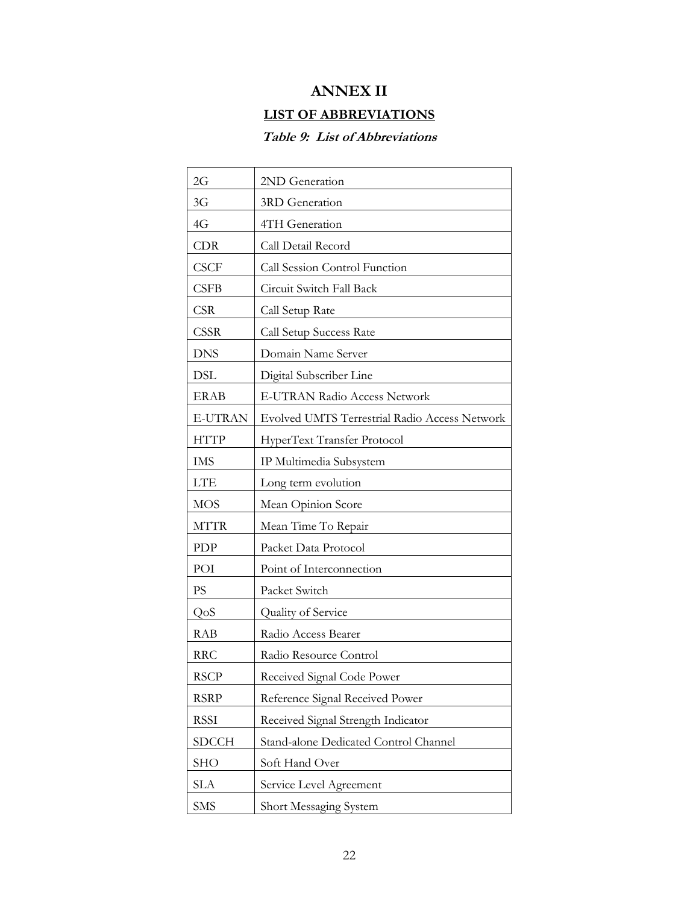# ANNEX II

## LIST OF ABBREVIATIONS

***Table 9: List of Abbreviations***

| | |
|---|---|
| 2G | 2ND Generation |
| 3G | 3RD Generation |
| 4G | 4TH Generation |
| CDR | Call Detail Record |
| CSCF | Call Session Control Function |
| CSFB | Circuit Switch Fall Back |
| CSR | Call Setup Rate |
| CSSR | Call Setup Success Rate |
| DNS | Domain Name Server |
| DSL | Digital Subscriber Line |
| ERAB | E-UTRAN Radio Access Network |
| E-UTRAN | Evolved UMTS Terrestrial Radio Access Network |
| HTTP | HyperText Transfer Protocol |
| IMS | IP Multimedia Subsystem |
| LTE | Long term evolution |
| MOS | Mean Opinion Score |
| MTTR | Mean Time To Repair |
| PDP | Packet Data Protocol |
| POI | Point of Interconnection |
| PS | Packet Switch |
| QoS | Quality of Service |
| RAB | Radio Access Bearer |
| RRC | Radio Resource Control |
| RSCP | Received Signal Code Power |
| RSRP | Reference Signal Received Power |
| RSSI | Received Signal Strength Indicator |
| SDCCH | Stand-alone Dedicated Control Channel |
| SHO | Soft Hand Over |
| SLA | Service Level Agreement |
| SMS | Short Messaging System |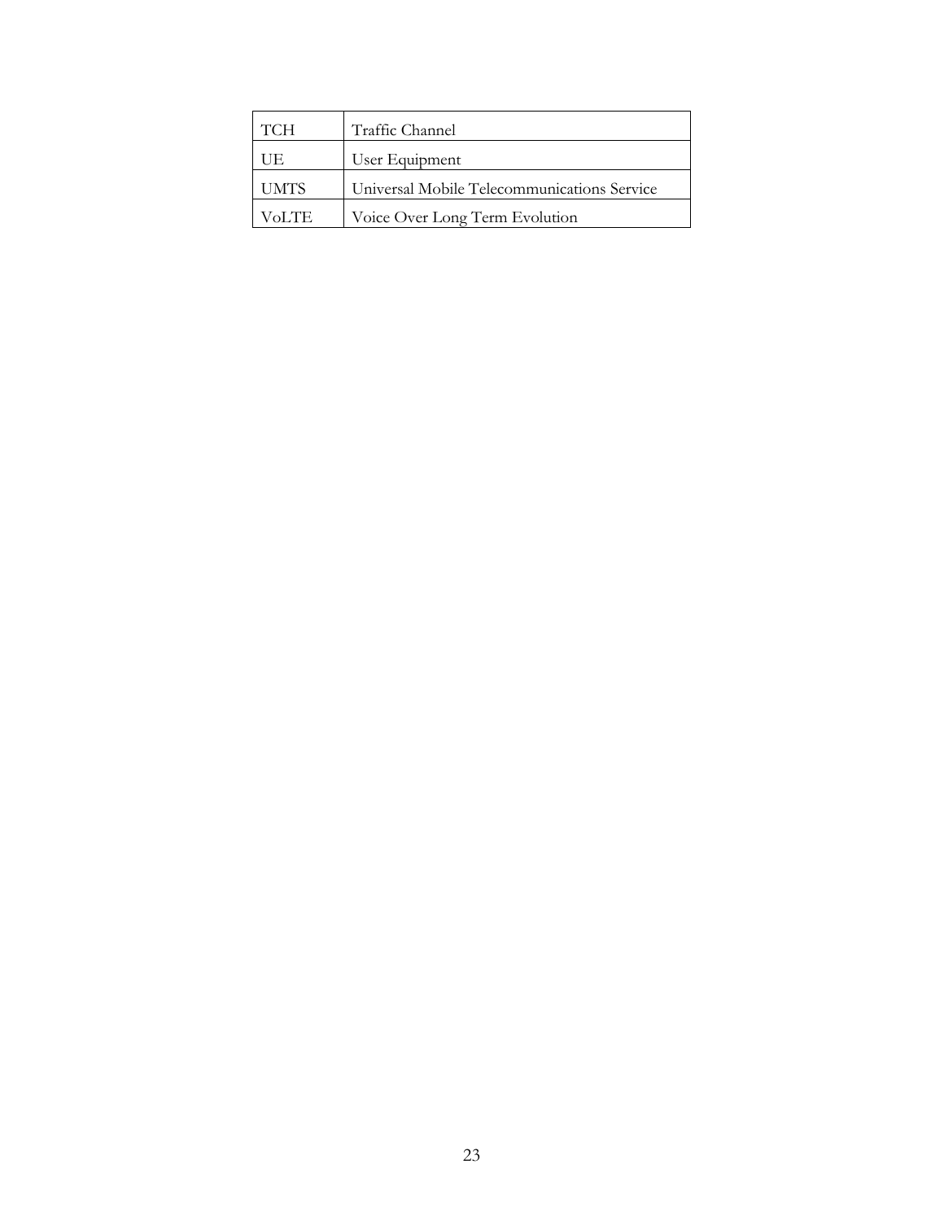| TCH | Traffic Channel |
|---|---|
| UE | User Equipment |
| UMTS | Universal Mobile Telecommunications Service |
| VoLTE | Voice Over Long Term Evolution |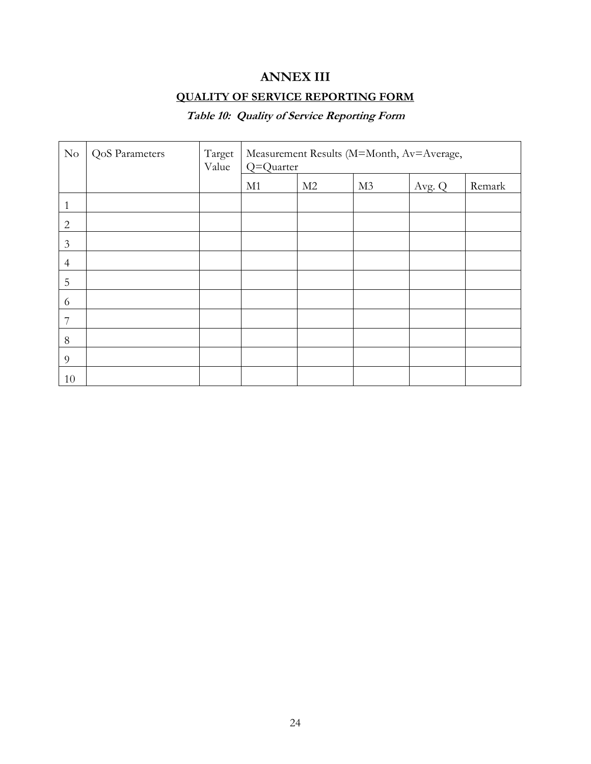# ANNEX III

## QUALITY OF SERVICE REPORTING FORM

***Table 10: Quality of Service Reporting Form***

| No | QoS Parameters | Target Value | Measurement Results (M=Month, Av=Average, Q=Quarter | | | | |
|---|---|---|---|---|---|---|---|
| | | | M1 | M2 | M3 | Avg. Q | Remark |
| 1 | | | | | | | |
| 2 | | | | | | | |
| 3 | | | | | | | |
| 4 | | | | | | | |
| 5 | | | | | | | |
| 6 | | | | | | | |
| 7 | | | | | | | |
| 8 | | | | | | | |
| 9 | | | | | | | |
| 10 | | | | | | | |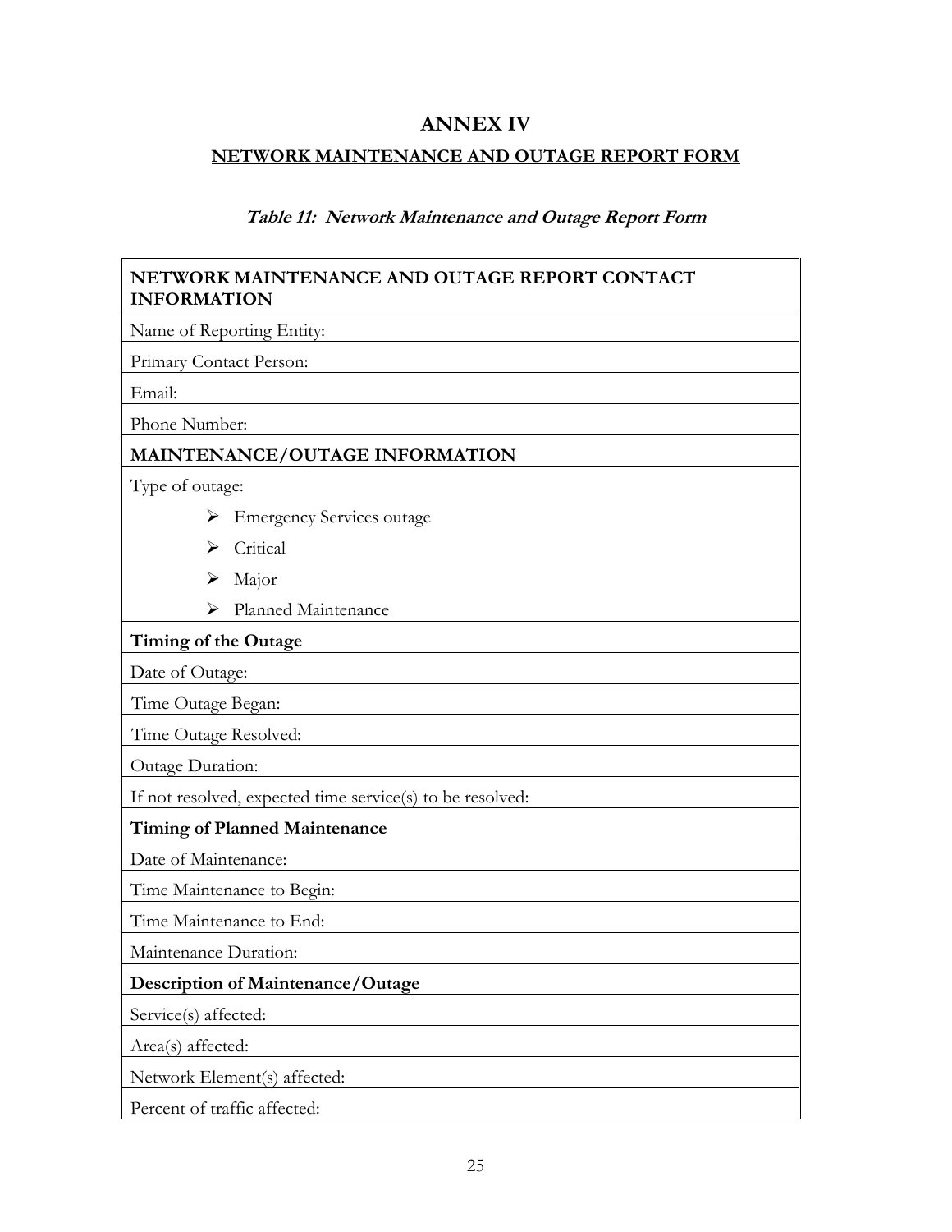# ANNEX IV

## NETWORK MAINTENANCE AND OUTAGE REPORT FORM

***Table 11: Network Maintenance and Outage Report Form***

| **NETWORK MAINTENANCE AND OUTAGE REPORT CONTACT INFORMATION** |
|---|
| Name of Reporting Entity: |
| Primary Contact Person: |
| Email: |
| Phone Number: |
| **MAINTENANCE/OUTAGE INFORMATION** |
| Type of outage: |
| ➢ Emergency Services outage |
| ➢ Critical |
| ➢ Major |
| ➢ Planned Maintenance |
| **Timing of the Outage** |
| Date of Outage: |
| Time Outage Began: |
| Time Outage Resolved: |
| Outage Duration: |
| If not resolved, expected time service(s) to be resolved: |
| **Timing of Planned Maintenance** |
| Date of Maintenance: |
| Time Maintenance to Begin: |
| Time Maintenance to End: |
| Maintenance Duration: |
| **Description of Maintenance/Outage** |
| Service(s) affected: |
| Area(s) affected: |
| Network Element(s) affected: |
| Percent of traffic affected: |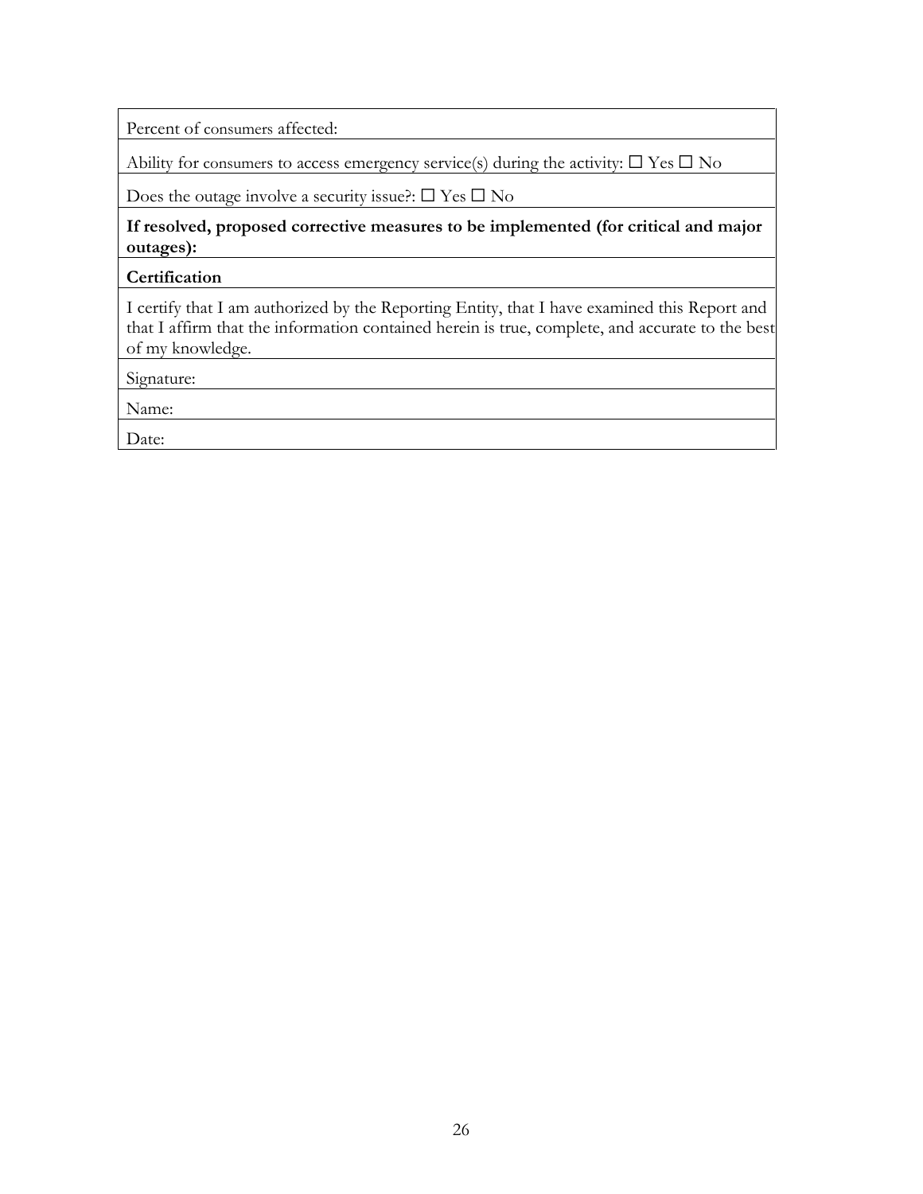| |
|---|
| Percent of consumers affected: |
| Ability for consumers to access emergency service(s) during the activity: ☐ Yes ☐ No |
| Does the outage involve a security issue?: ☐ Yes ☐ No |
| **If resolved, proposed corrective measures to be implemented (for critical and major outages):** |
| **Certification** |
| I certify that I am authorized by the Reporting Entity, that I have examined this Report and that I affirm that the information contained herein is true, complete, and accurate to the best of my knowledge. |
| Signature: |
| Name: |
| Date: |